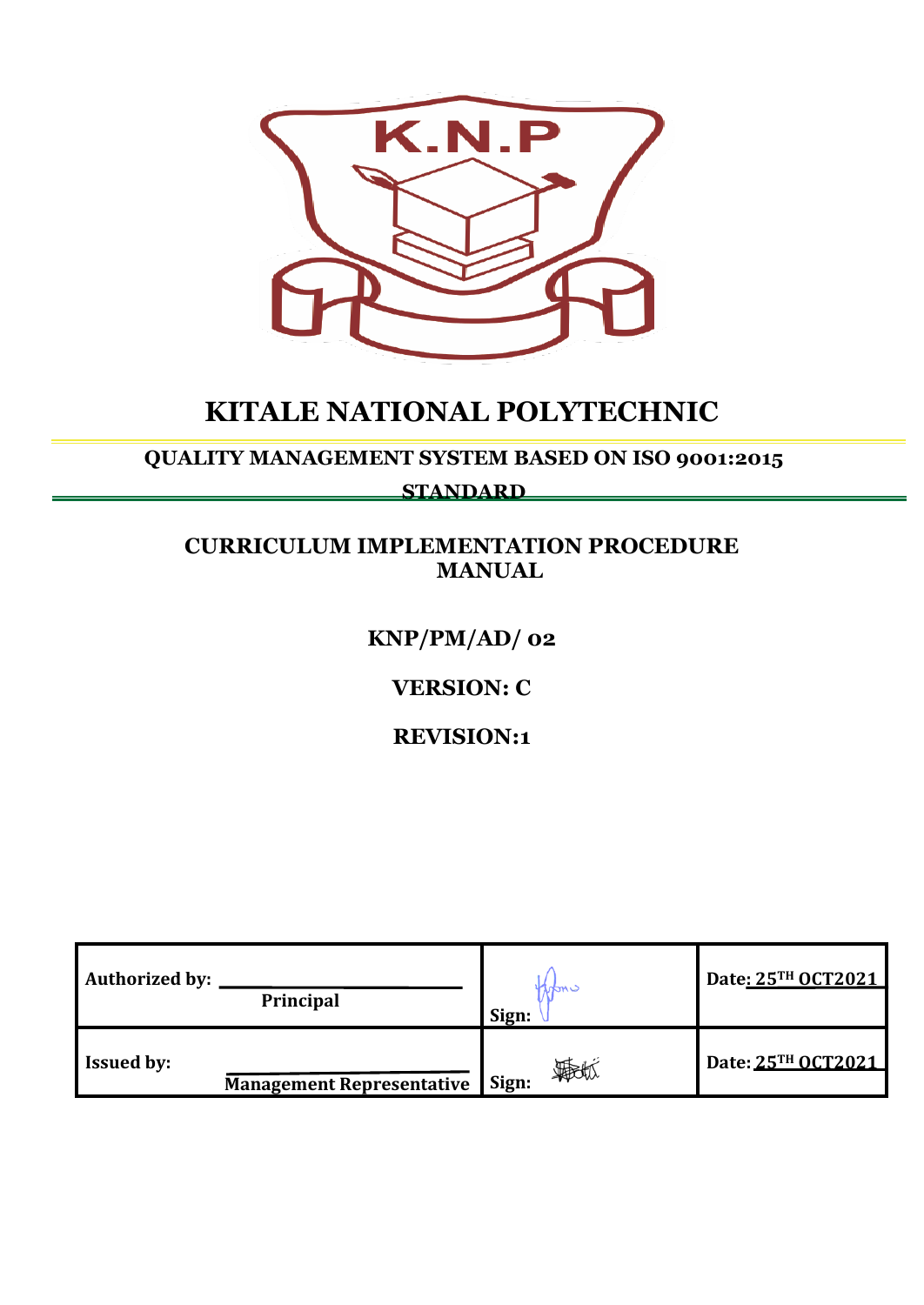# KITALE NATIONAL POLYTECHNIC

## QUALITY MANAGEMENT SYSTEM BASED ON ISO 9001:2015 STANDARD

## CURRICULUM IMPLEMENTATION PROCEDURE MANUAL

**KNP/PM/AD/ 02**

**VERSION: C**

**REVISION:1**

| | | |
|---|---|---|
| **Authorized by:** ______________________ **Principal** | **Sign:** | **Date: 25TH OCT2021** |
| **Issued by:** ______________________ **Management Representative** | **Sign:** | **Date: 25TH OCT2021** |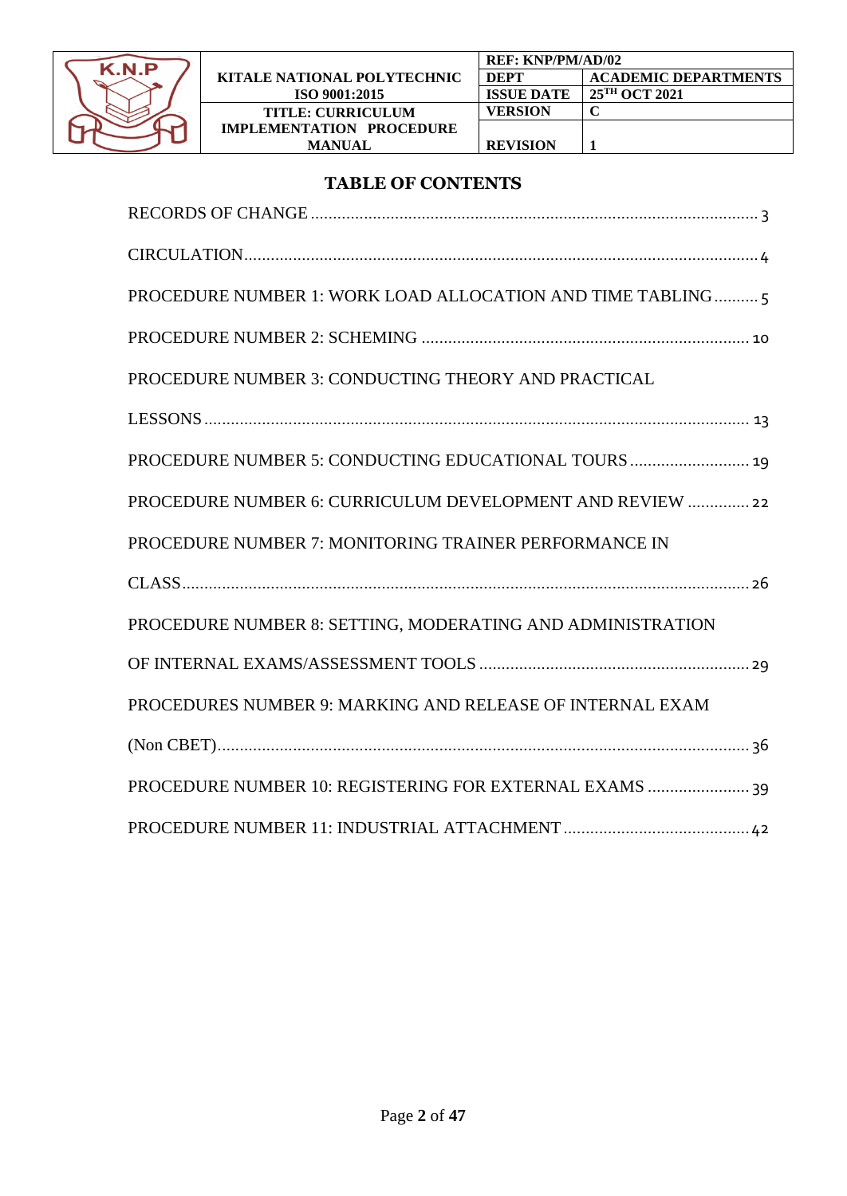# TABLE OF CONTENTS

RECORDS OF CHANGE ..................................................................................................... 3

CIRCULATION.................................................................................................................... 4

PROCEDURE NUMBER 1: WORK LOAD ALLOCATION AND TIME TABLING.......... 5

PROCEDURE NUMBER 2: SCHEMING ......................................................................... 10

PROCEDURE NUMBER 3: CONDUCTING THEORY AND PRACTICAL LESSONS............................................................................................................................ 13

PROCEDURE NUMBER 5: CONDUCTING EDUCATIONAL TOURS ........................... 19

PROCEDURE NUMBER 6: CURRICULUM DEVELOPMENT AND REVIEW .............. 22

PROCEDURE NUMBER 7: MONITORING TRAINER PERFORMANCE IN CLASS.................................................................................................................................. 26

PROCEDURE NUMBER 8: SETTING, MODERATING AND ADMINISTRATION OF INTERNAL EXAMS/ASSESSMENT TOOLS ............................................................. 29

PROCEDURES NUMBER 9: MARKING AND RELEASE OF INTERNAL EXAM (Non CBET)........................................................................................................................ 36

PROCEDURE NUMBER 10: REGISTERING FOR EXTERNAL EXAMS ....................... 39

PROCEDURE NUMBER 11: INDUSTRIAL ATTACHMENT .......................................... 42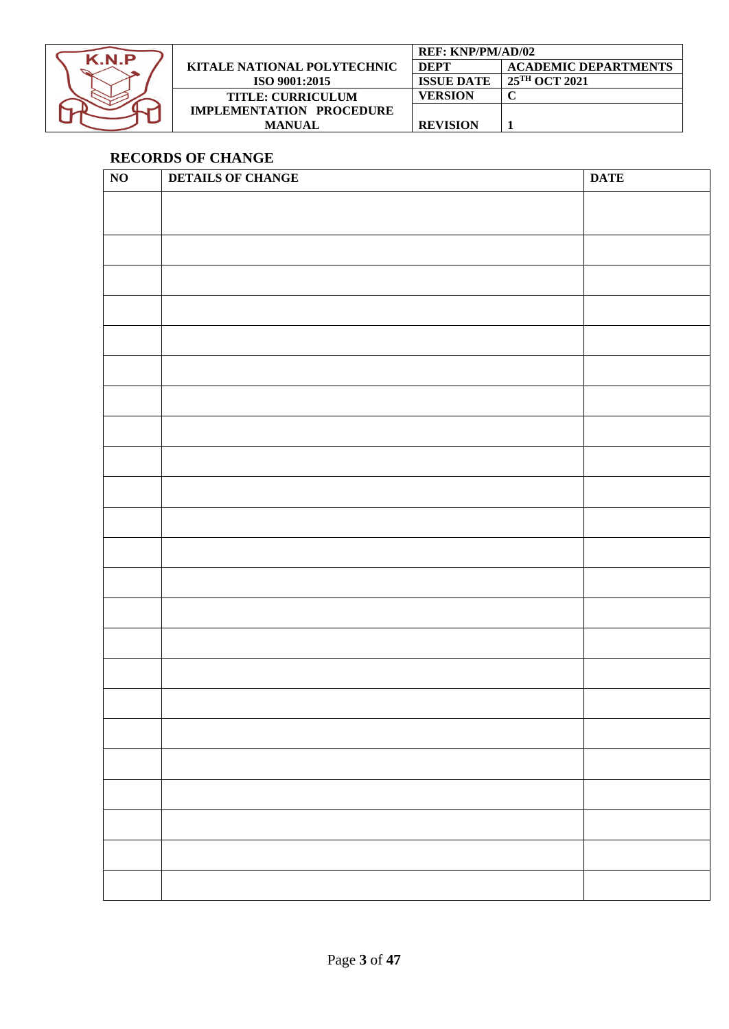## RECORDS OF CHANGE

| NO | DETAILS OF CHANGE | DATE |
|---|---|---|
| | | |
| | | |
| | | |
| | | |
| | | |
| | | |
| | | |
| | | |
| | | |
| | | |
| | | |
| | | |
| | | |
| | | |
| | | |
| | | |
| | | |
| | | |
| | | |
| | | |
| | | |
| | | |
| | | |
| | | |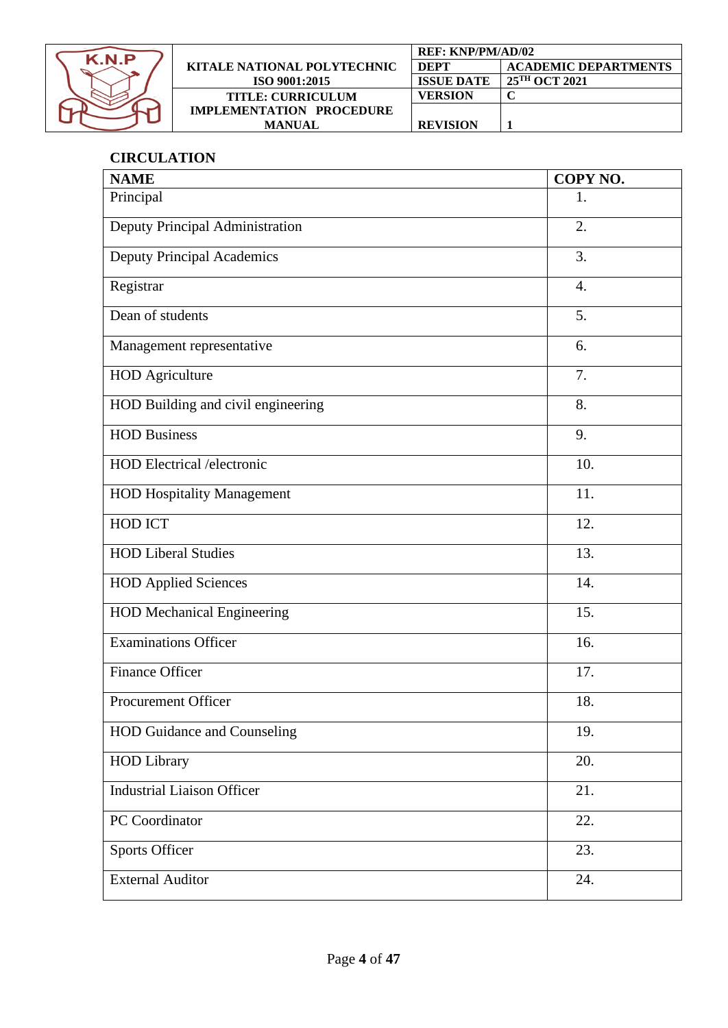## CIRCULATION

| NAME | COPY NO. |
|---|---|
| Principal | 1. |
| Deputy Principal Administration | 2. |
| Deputy Principal Academics | 3. |
| Registrar | 4. |
| Dean of students | 5. |
| Management representative | 6. |
| HOD Agriculture | 7. |
| HOD Building and civil engineering | 8. |
| HOD Business | 9. |
| HOD Electrical /electronic | 10. |
| HOD Hospitality Management | 11. |
| HOD ICT | 12. |
| HOD Liberal Studies | 13. |
| HOD Applied Sciences | 14. |
| HOD Mechanical Engineering | 15. |
| Examinations Officer | 16. |
| Finance Officer | 17. |
| Procurement Officer | 18. |
| HOD Guidance and Counseling | 19. |
| HOD Library | 20. |
| Industrial Liaison Officer | 21. |
| PC Coordinator | 22. |
| Sports Officer | 23. |
| External Auditor | 24. |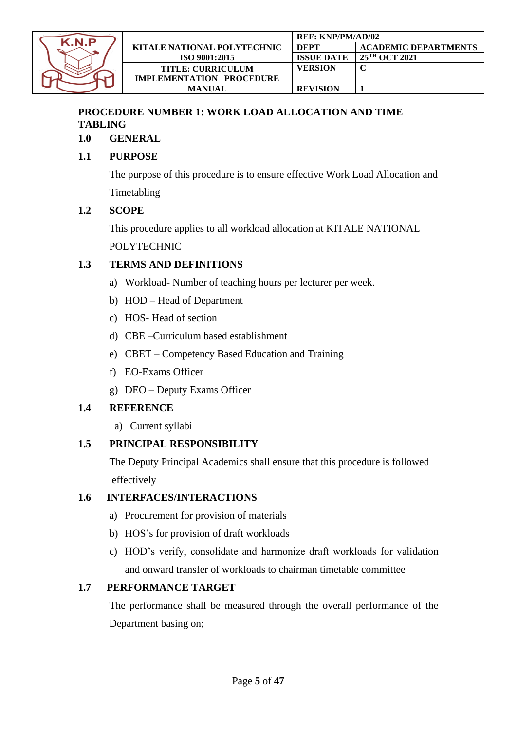## PROCEDURE NUMBER 1: WORK LOAD ALLOCATION AND TIME TABLING

### 1.0 GENERAL

### 1.1 PURPOSE

The purpose of this procedure is to ensure effective Work Load Allocation and Timetabling

### 1.2 SCOPE

This procedure applies to all workload allocation at KITALE NATIONAL POLYTECHNIC

### 1.3 TERMS AND DEFINITIONS

a) Workload- Number of teaching hours per lecturer per week.

b) HOD – Head of Department

c) HOS- Head of section

d) CBE –Curriculum based establishment

e) CBET – Competency Based Education and Training

f) EO-Exams Officer

g) DEO – Deputy Exams Officer

### 1.4 REFERENCE

a) Current syllabi

### 1.5 PRINCIPAL RESPONSIBILITY

The Deputy Principal Academics shall ensure that this procedure is followed effectively

### 1.6 INTERFACES/INTERACTIONS

a) Procurement for provision of materials

b) HOS's for provision of draft workloads

c) HOD's verify, consolidate and harmonize draft workloads for validation and onward transfer of workloads to chairman timetable committee

### 1.7 PERFORMANCE TARGET

The performance shall be measured through the overall performance of the Department basing on;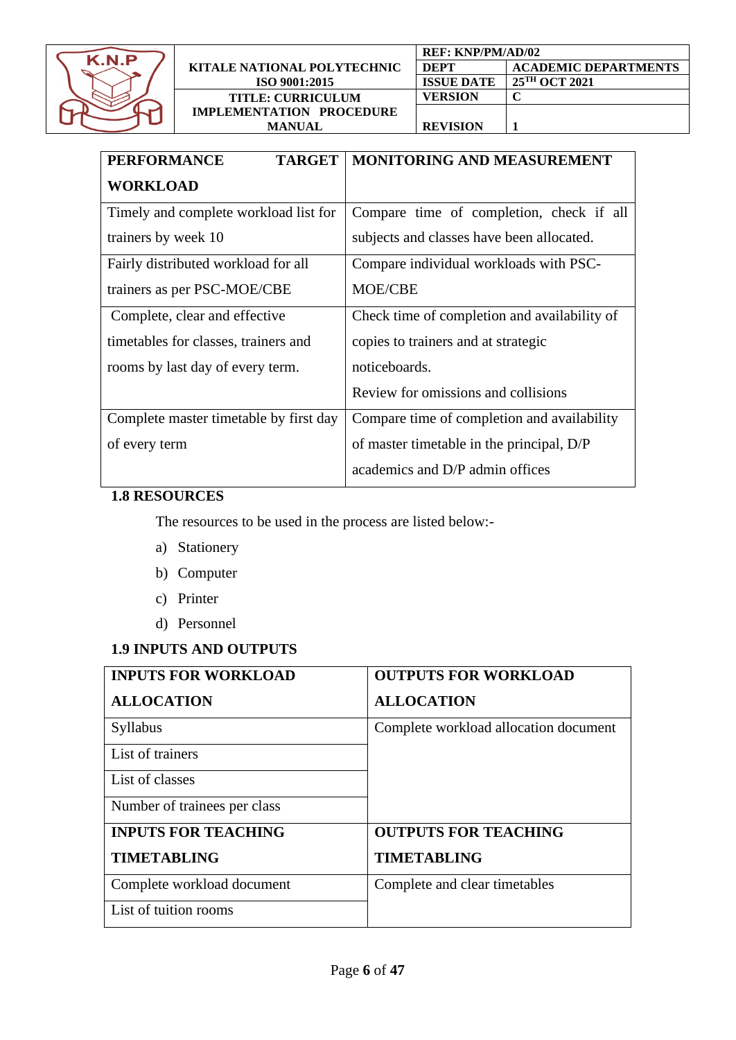| PERFORMANCE TARGET WORKLOAD | MONITORING AND MEASUREMENT |
|---|---|
| Timely and complete workload list for trainers by week 10 | Compare time of completion, check if all subjects and classes have been allocated. |
| Fairly distributed workload for all trainers as per PSC-MOE/CBE | Compare individual workloads with PSC-MOE/CBE |
| Complete, clear and effective timetables for classes, trainers and rooms by last day of every term. | Check time of completion and availability of copies to trainers and at strategic noticeboards. Review for omissions and collisions |
| Complete master timetable by first day of every term | Compare time of completion and availability of master timetable in the principal, D/P academics and D/P admin offices |

### 1.8 RESOURCES

The resources to be used in the process are listed below:-

a) Stationery
b) Computer
c) Printer
d) Personnel

### 1.9 INPUTS AND OUTPUTS

| INPUTS FOR WORKLOAD ALLOCATION | OUTPUTS FOR WORKLOAD ALLOCATION |
|---|---|
| Syllabus | Complete workload allocation document |
| List of trainers | |
| List of classes | |
| Number of trainees per class | |
| **INPUTS FOR TEACHING TIMETABLING** | **OUTPUTS FOR TEACHING TIMETABLING** |
| Complete workload document | Complete and clear timetables |
| List of tuition rooms | |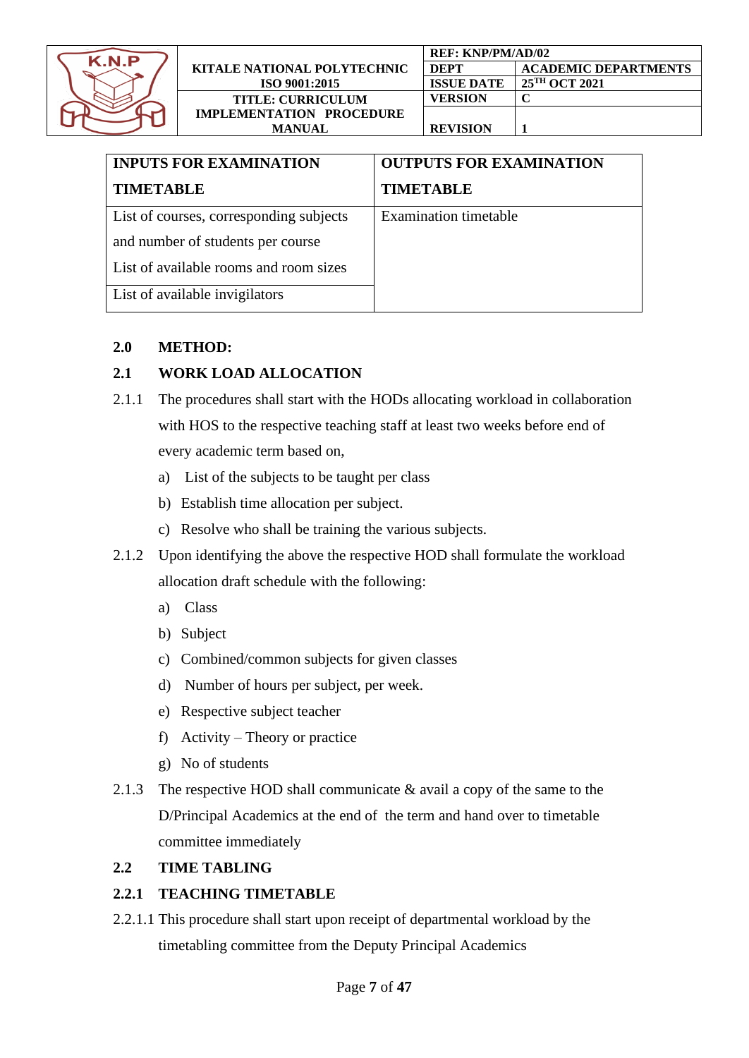| INPUTS FOR EXAMINATION TIMETABLE | OUTPUTS FOR EXAMINATION TIMETABLE |
|---|---|
| List of courses, corresponding subjects and number of students per course<br>List of available rooms and room sizes | Examination timetable |
| List of available invigilators | |

## 2.0 METHOD:

### 2.1 WORK LOAD ALLOCATION

2.1.1 The procedures shall start with the HODs allocating workload in collaboration with HOS to the respective teaching staff at least two weeks before end of every academic term based on,

a) List of the subjects to be taught per class
b) Establish time allocation per subject.
c) Resolve who shall be training the various subjects.

2.1.2 Upon identifying the above the respective HOD shall formulate the workload allocation draft schedule with the following:

a) Class
b) Subject
c) Combined/common subjects for given classes
d) Number of hours per subject, per week.
e) Respective subject teacher
f) Activity – Theory or practice
g) No of students

2.1.3 The respective HOD shall communicate & avail a copy of the same to the D/Principal Academics at the end of the term and hand over to timetable committee immediately

### 2.2 TIME TABLING

#### 2.2.1 TEACHING TIMETABLE

2.2.1.1 This procedure shall start upon receipt of departmental workload by the timetabling committee from the Deputy Principal Academics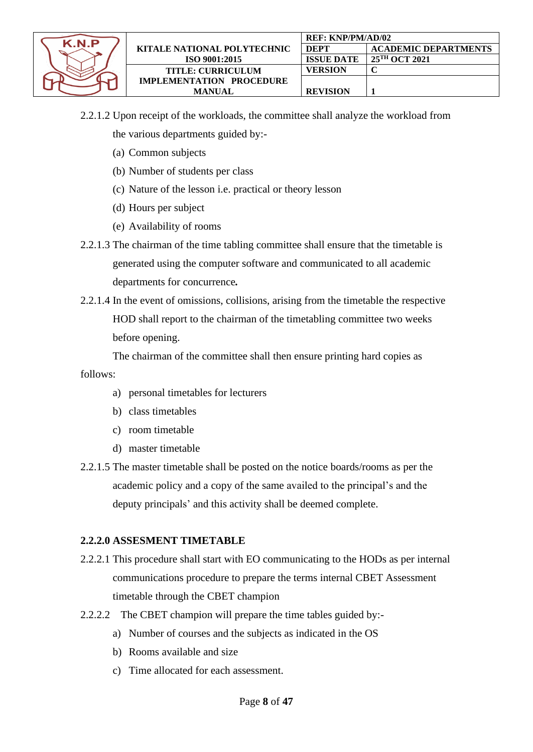2.2.1.2 Upon receipt of the workloads, the committee shall analyze the workload from the various departments guided by:-

(a) Common subjects

(b) Number of students per class

(c) Nature of the lesson i.e. practical or theory lesson

(d) Hours per subject

(e) Availability of rooms

2.2.1.3 The chairman of the time tabling committee shall ensure that the timetable is generated using the computer software and communicated to all academic departments for concurrence**.**

2.2.1.4 In the event of omissions, collisions, arising from the timetable the respective HOD shall report to the chairman of the timetabling committee two weeks before opening.

The chairman of the committee shall then ensure printing hard copies as follows:

a) personal timetables for lecturers

b) class timetables

c) room timetable

d) master timetable

2.2.1.5 The master timetable shall be posted on the notice boards/rooms as per the academic policy and a copy of the same availed to the principal's and the deputy principals' and this activity shall be deemed complete.

**2.2.2.0 ASSESMENT TIMETABLE**

2.2.2.1 This procedure shall start with EO communicating to the HODs as per internal communications procedure to prepare the terms internal CBET Assessment timetable through the CBET champion

2.2.2.2 The CBET champion will prepare the time tables guided by:-

a) Number of courses and the subjects as indicated in the OS

b) Rooms available and size

c) Time allocated for each assessment.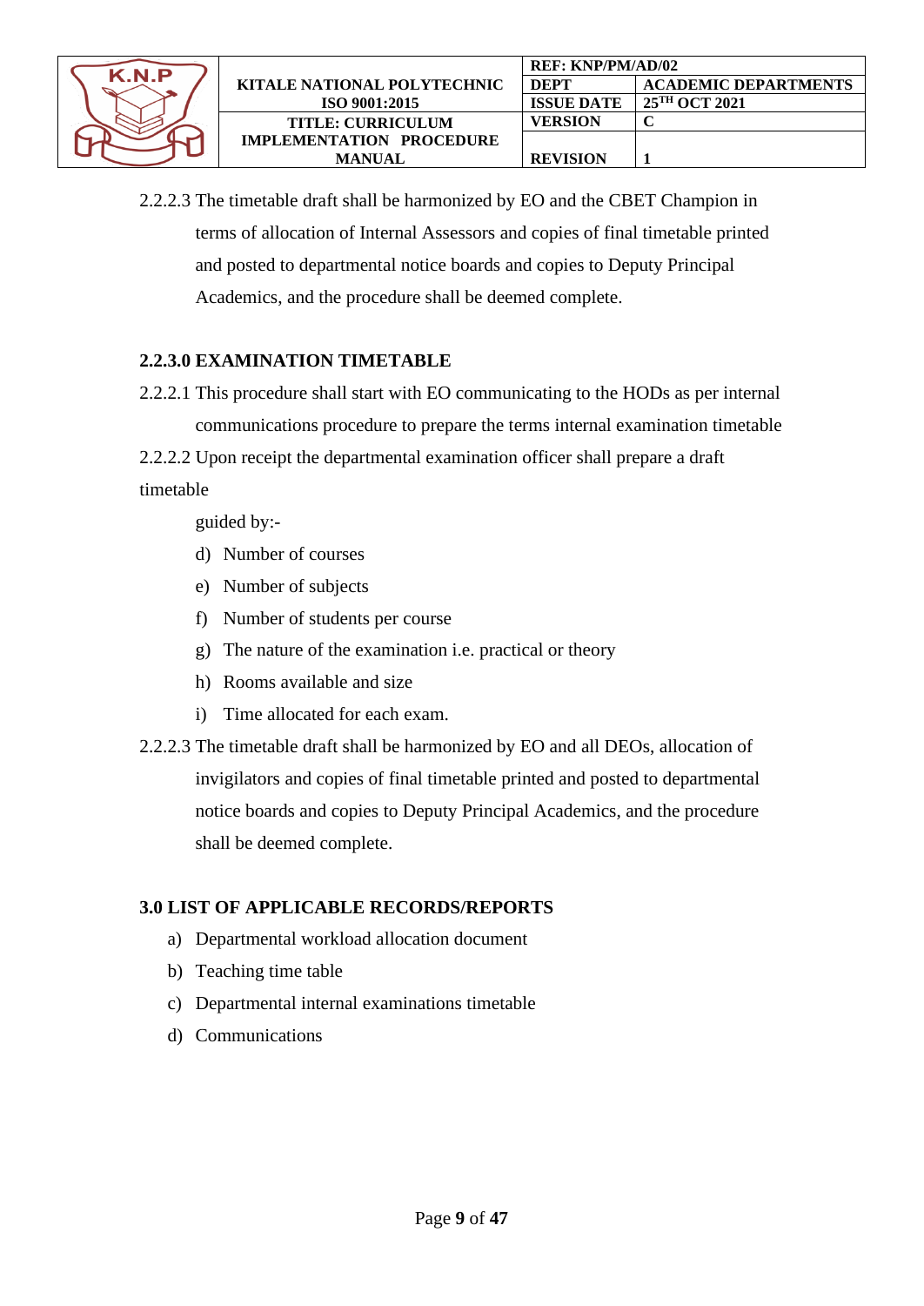2.2.2.3 The timetable draft shall be harmonized by EO and the CBET Champion in terms of allocation of Internal Assessors and copies of final timetable printed and posted to departmental notice boards and copies to Deputy Principal Academics, and the procedure shall be deemed complete.

**2.2.3.0 EXAMINATION TIMETABLE**

2.2.2.1 This procedure shall start with EO communicating to the HODs as per internal communications procedure to prepare the terms internal examination timetable

2.2.2.2 Upon receipt the departmental examination officer shall prepare a draft timetable

guided by:-

d) Number of courses
e) Number of subjects
f) Number of students per course
g) The nature of the examination i.e. practical or theory
h) Rooms available and size
i) Time allocated for each exam.

2.2.2.3 The timetable draft shall be harmonized by EO and all DEOs, allocation of invigilators and copies of final timetable printed and posted to departmental notice boards and copies to Deputy Principal Academics, and the procedure shall be deemed complete.

**3.0 LIST OF APPLICABLE RECORDS/REPORTS**

a) Departmental workload allocation document
b) Teaching time table
c) Departmental internal examinations timetable
d) Communications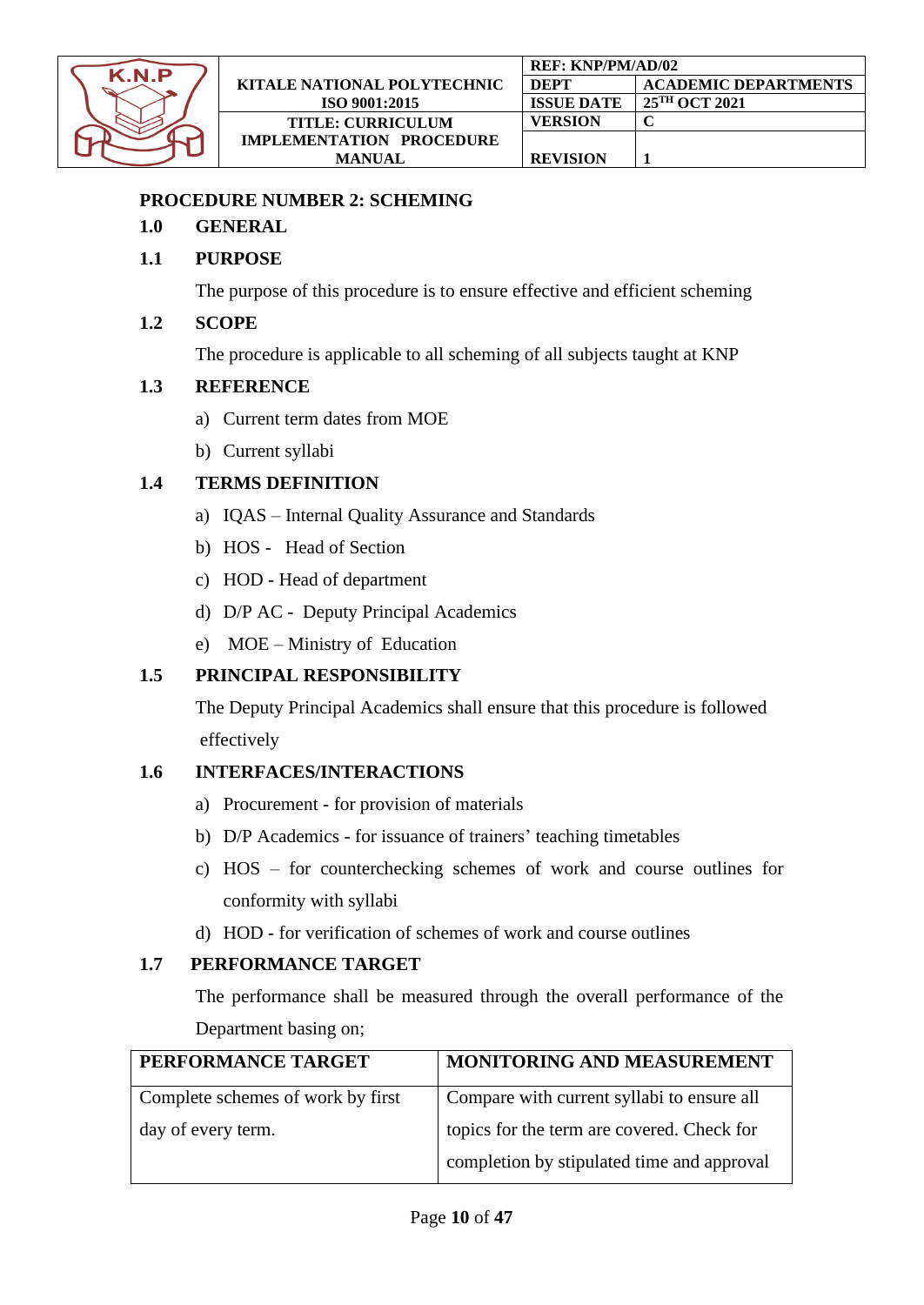## PROCEDURE NUMBER 2: SCHEMING

### 1.0 GENERAL

### 1.1 PURPOSE

The purpose of this procedure is to ensure effective and efficient scheming

### 1.2 SCOPE

The procedure is applicable to all scheming of all subjects taught at KNP

### 1.3 REFERENCE

a) Current term dates from MOE

b) Current syllabi

### 1.4 TERMS DEFINITION

a) IQAS – Internal Quality Assurance and Standards

b) HOS - Head of Section

c) HOD - Head of department

d) D/P AC - Deputy Principal Academics

e) MOE – Ministry of Education

### 1.5 PRINCIPAL RESPONSIBILITY

The Deputy Principal Academics shall ensure that this procedure is followed effectively

### 1.6 INTERFACES/INTERACTIONS

a) Procurement - for provision of materials

b) D/P Academics - for issuance of trainers' teaching timetables

c) HOS – for counterchecking schemes of work and course outlines for conformity with syllabi

d) HOD - for verification of schemes of work and course outlines

### 1.7 PERFORMANCE TARGET

The performance shall be measured through the overall performance of the Department basing on;

| PERFORMANCE TARGET | MONITORING AND MEASUREMENT |
|---|---|
| Complete schemes of work by first day of every term. | Compare with current syllabi to ensure all topics for the term are covered. Check for completion by stipulated time and approval |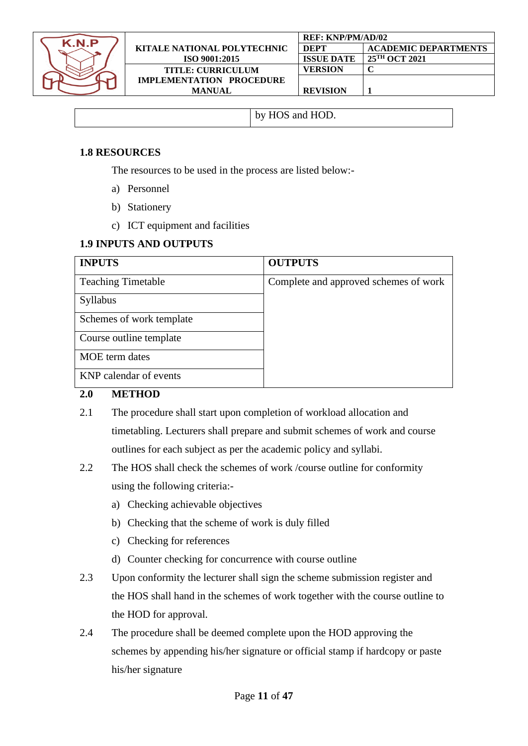| | by HOS and HOD. |
|---|---|

## 1.8 RESOURCES

The resources to be used in the process are listed below:-

a) Personnel

b) Stationery

c) ICT equipment and facilities

## 1.9 INPUTS AND OUTPUTS

| INPUTS | OUTPUTS |
|---|---|
| Teaching Timetable | Complete and approved schemes of work |
| Syllabus | |
| Schemes of work template | |
| Course outline template | |
| MOE term dates | |
| KNP calendar of events | |

## 2.0 METHOD

2.1 The procedure shall start upon completion of workload allocation and timetabling. Lecturers shall prepare and submit schemes of work and course outlines for each subject as per the academic policy and syllabi.

2.2 The HOS shall check the schemes of work /course outline for conformity using the following criteria:-

a) Checking achievable objectives

b) Checking that the scheme of work is duly filled

c) Checking for references

d) Counter checking for concurrence with course outline

2.3 Upon conformity the lecturer shall sign the scheme submission register and the HOS shall hand in the schemes of work together with the course outline to the HOD for approval.

2.4 The procedure shall be deemed complete upon the HOD approving the schemes by appending his/her signature or official stamp if hardcopy or paste his/her signature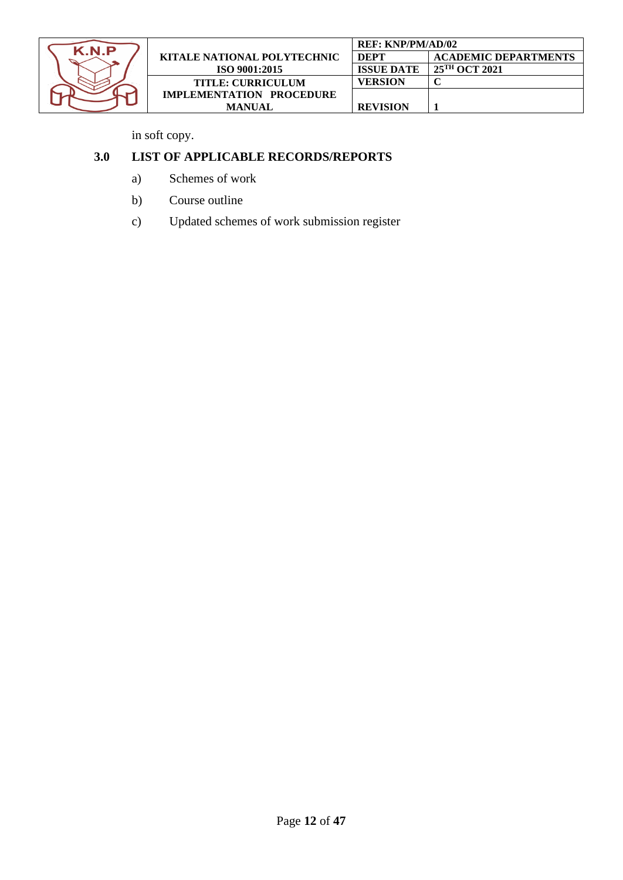in soft copy.

## 3.0 LIST OF APPLICABLE RECORDS/REPORTS

a) Schemes of work

b) Course outline

c) Updated schemes of work submission register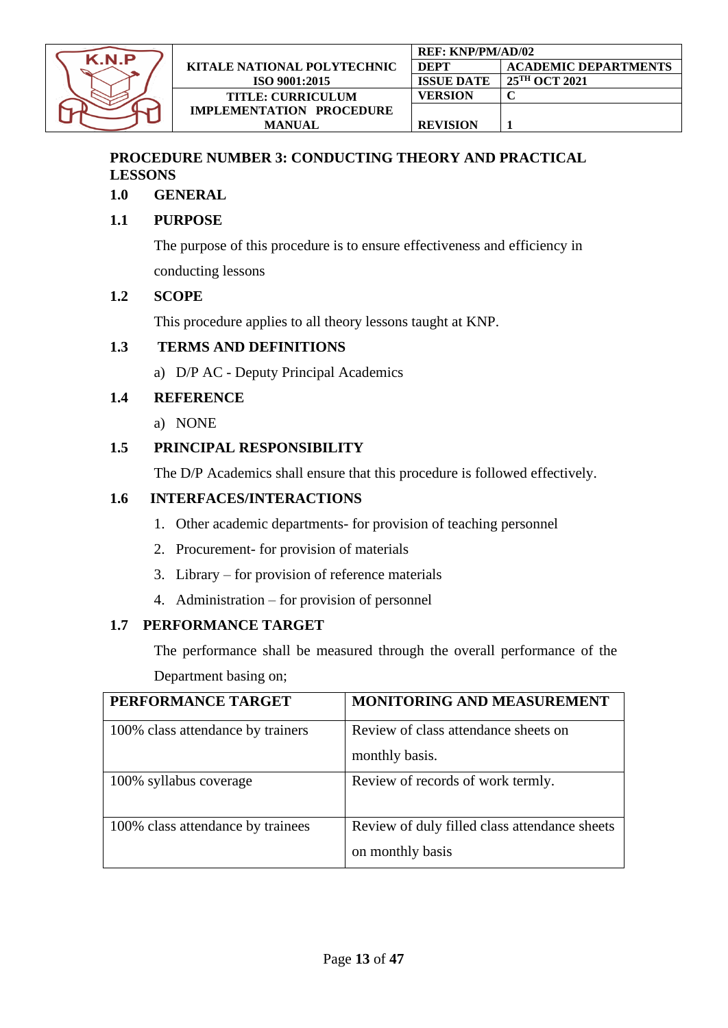## PROCEDURE NUMBER 3: CONDUCTING THEORY AND PRACTICAL LESSONS

### 1.0 GENERAL

### 1.1 PURPOSE

The purpose of this procedure is to ensure effectiveness and efficiency in conducting lessons

### 1.2 SCOPE

This procedure applies to all theory lessons taught at KNP.

### 1.3 TERMS AND DEFINITIONS

a) D/P AC - Deputy Principal Academics

### 1.4 REFERENCE

a) NONE

### 1.5 PRINCIPAL RESPONSIBILITY

The D/P Academics shall ensure that this procedure is followed effectively.

### 1.6 INTERFACES/INTERACTIONS

1. Other academic departments- for provision of teaching personnel
2. Procurement- for provision of materials
3. Library – for provision of reference materials
4. Administration – for provision of personnel

### 1.7 PERFORMANCE TARGET

The performance shall be measured through the overall performance of the Department basing on;

| PERFORMANCE TARGET | MONITORING AND MEASUREMENT |
|---|---|
| 100% class attendance by trainers | Review of class attendance sheets on monthly basis. |
| 100% syllabus coverage | Review of records of work termly. |
| 100% class attendance by trainees | Review of duly filled class attendance sheets on monthly basis |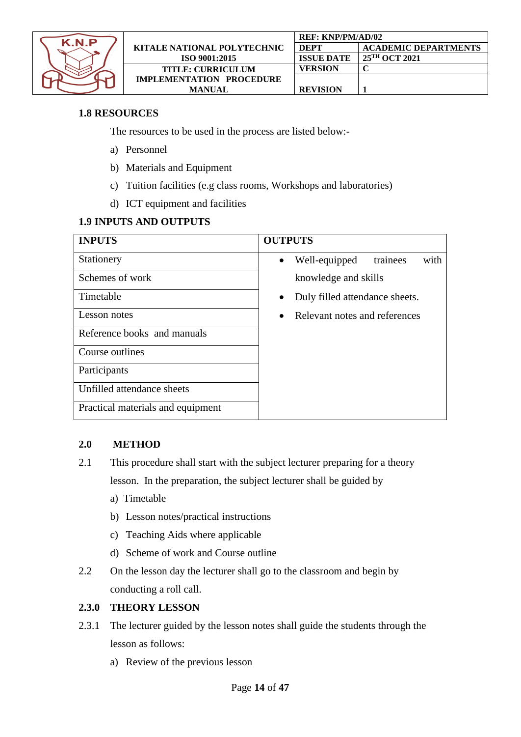### 1.8 RESOURCES

The resources to be used in the process are listed below:-

a) Personnel
b) Materials and Equipment
c) Tuition facilities (e.g class rooms, Workshops and laboratories)
d) ICT equipment and facilities

### 1.9 INPUTS AND OUTPUTS

| INPUTS | OUTPUTS |
|---|---|
| Stationery | • Well-equipped trainees with knowledge and skills<br>• Duly filled attendance sheets.<br>• Relevant notes and references |
| Schemes of work | |
| Timetable | |
| Lesson notes | |
| Reference books and manuals | |
| Course outlines | |
| Participants | |
| Unfilled attendance sheets | |
| Practical materials and equipment | |

## 2.0 METHOD

2.1 This procedure shall start with the subject lecturer preparing for a theory lesson. In the preparation, the subject lecturer shall be guided by

a) Timetable
b) Lesson notes/practical instructions
c) Teaching Aids where applicable
d) Scheme of work and Course outline

2.2 On the lesson day the lecturer shall go to the classroom and begin by conducting a roll call.

### 2.3.0 THEORY LESSON

2.3.1 The lecturer guided by the lesson notes shall guide the students through the lesson as follows:

a) Review of the previous lesson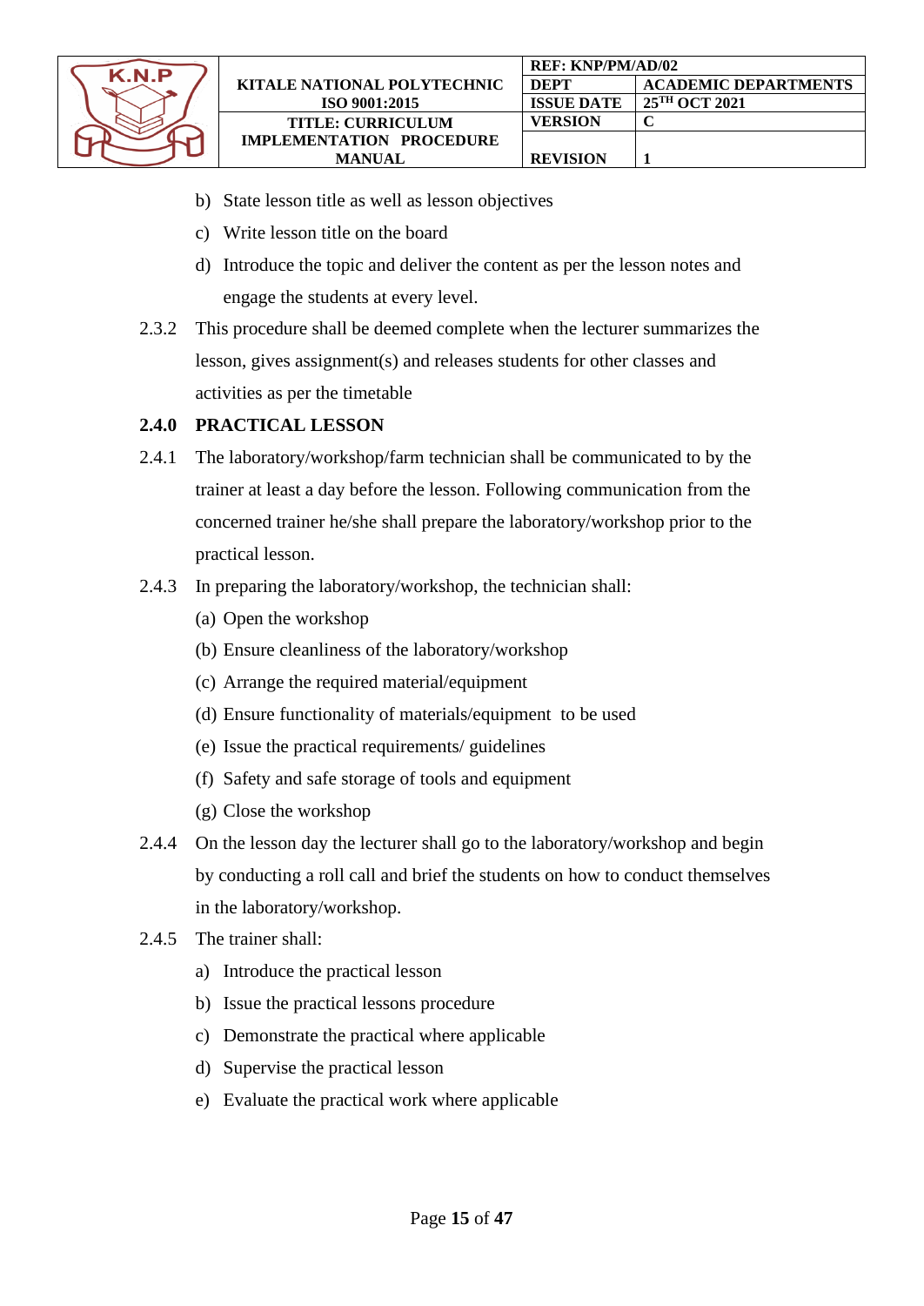b) State lesson title as well as lesson objectives
c) Write lesson title on the board
d) Introduce the topic and deliver the content as per the lesson notes and engage the students at every level.

2.3.2 This procedure shall be deemed complete when the lecturer summarizes the lesson, gives assignment(s) and releases students for other classes and activities as per the timetable

**2.4.0 PRACTICAL LESSON**

2.4.1 The laboratory/workshop/farm technician shall be communicated to by the trainer at least a day before the lesson. Following communication from the concerned trainer he/she shall prepare the laboratory/workshop prior to the practical lesson.

2.4.3 In preparing the laboratory/workshop, the technician shall:

(a) Open the workshop
(b) Ensure cleanliness of the laboratory/workshop
(c) Arrange the required material/equipment
(d) Ensure functionality of materials/equipment to be used
(e) Issue the practical requirements/ guidelines
(f) Safety and safe storage of tools and equipment
(g) Close the workshop

2.4.4 On the lesson day the lecturer shall go to the laboratory/workshop and begin by conducting a roll call and brief the students on how to conduct themselves in the laboratory/workshop.

2.4.5 The trainer shall:

a) Introduce the practical lesson
b) Issue the practical lessons procedure
c) Demonstrate the practical where applicable
d) Supervise the practical lesson
e) Evaluate the practical work where applicable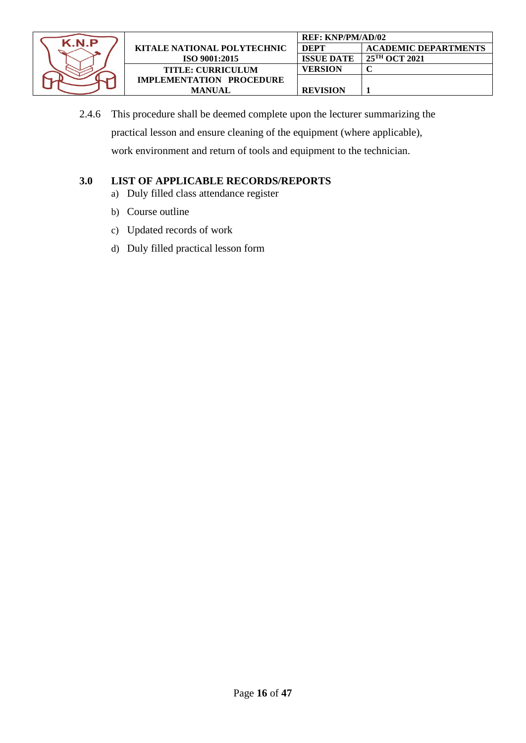2.4.6 This procedure shall be deemed complete upon the lecturer summarizing the practical lesson and ensure cleaning of the equipment (where applicable), work environment and return of tools and equipment to the technician.

## 3.0 LIST OF APPLICABLE RECORDS/REPORTS

a) Duly filled class attendance register

b) Course outline

c) Updated records of work

d) Duly filled practical lesson form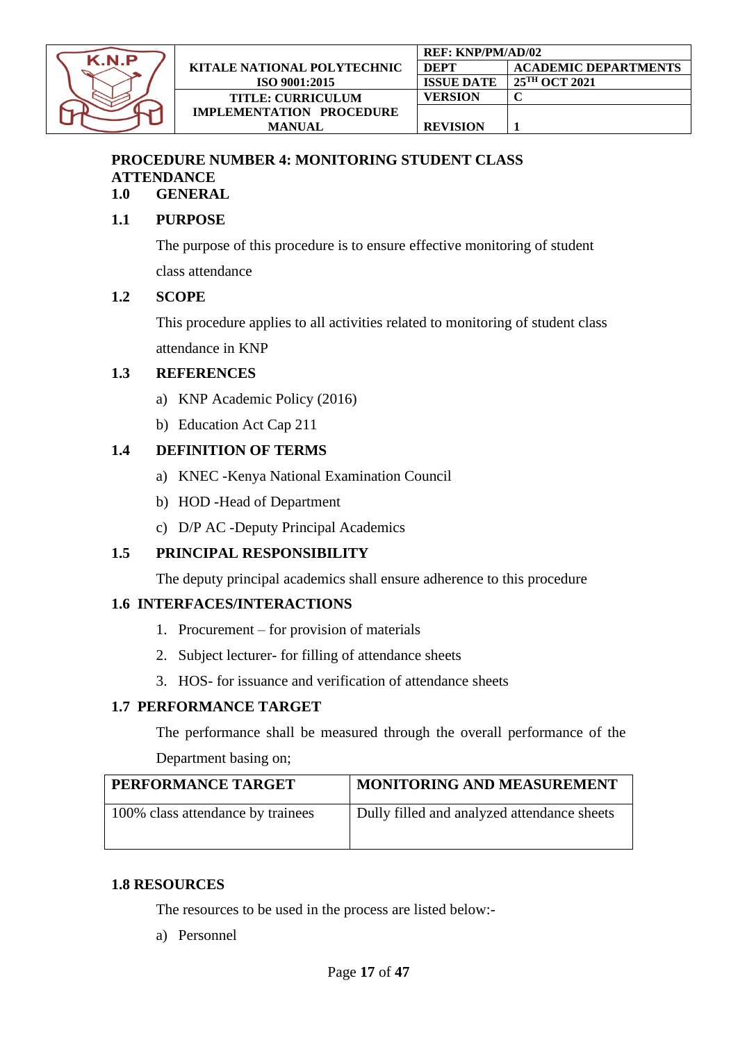## PROCEDURE NUMBER 4: MONITORING STUDENT CLASS ATTENDANCE

### 1.0 GENERAL

### 1.1 PURPOSE

The purpose of this procedure is to ensure effective monitoring of student class attendance

### 1.2 SCOPE

This procedure applies to all activities related to monitoring of student class attendance in KNP

### 1.3 REFERENCES

a) KNP Academic Policy (2016)

b) Education Act Cap 211

### 1.4 DEFINITION OF TERMS

a) KNEC -Kenya National Examination Council

b) HOD -Head of Department

c) D/P AC -Deputy Principal Academics

### 1.5 PRINCIPAL RESPONSIBILITY

The deputy principal academics shall ensure adherence to this procedure

### 1.6 INTERFACES/INTERACTIONS

1. Procurement – for provision of materials
2. Subject lecturer- for filling of attendance sheets
3. HOS- for issuance and verification of attendance sheets

### 1.7 PERFORMANCE TARGET

The performance shall be measured through the overall performance of the Department basing on;

| PERFORMANCE TARGET | MONITORING AND MEASUREMENT |
|---|---|
| 100% class attendance by trainees | Dully filled and analyzed attendance sheets |

### 1.8 RESOURCES

The resources to be used in the process are listed below:-

a) Personnel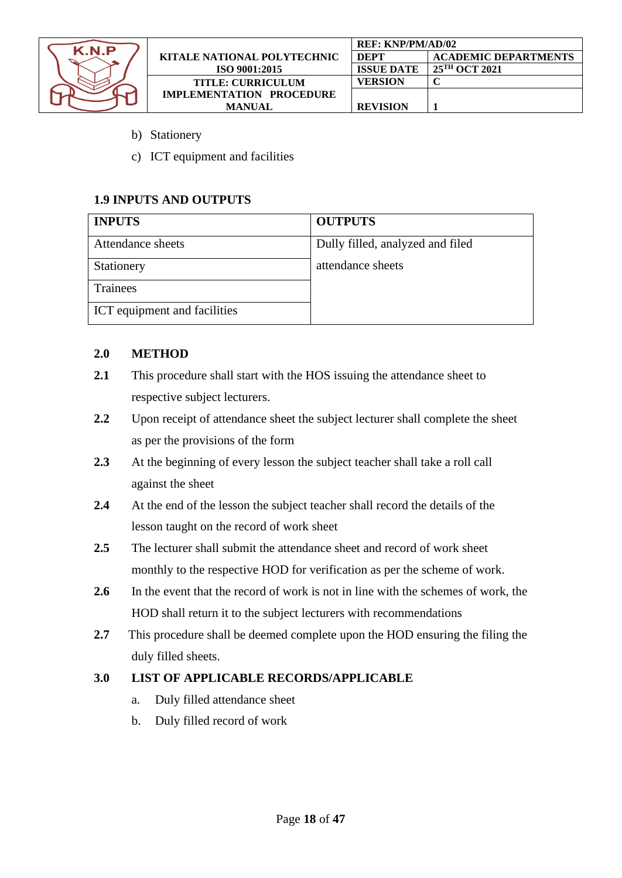b) Stationery

c) ICT equipment and facilities

### 1.9 INPUTS AND OUTPUTS

| INPUTS | OUTPUTS |
|---|---|
| Attendance sheets | Dully filled, analyzed and filed attendance sheets |
| Stationery | |
| Trainees | |
| ICT equipment and facilities | |

## 2.0 METHOD

**2.1** This procedure shall start with the HOS issuing the attendance sheet to respective subject lecturers.

**2.2** Upon receipt of attendance sheet the subject lecturer shall complete the sheet as per the provisions of the form

**2.3** At the beginning of every lesson the subject teacher shall take a roll call against the sheet

**2.4** At the end of the lesson the subject teacher shall record the details of the lesson taught on the record of work sheet

**2.5** The lecturer shall submit the attendance sheet and record of work sheet monthly to the respective HOD for verification as per the scheme of work.

**2.6** In the event that the record of work is not in line with the schemes of work, the HOD shall return it to the subject lecturers with recommendations

**2.7** This procedure shall be deemed complete upon the HOD ensuring the filing the duly filled sheets.

## 3.0 LIST OF APPLICABLE RECORDS/APPLICABLE

a. Duly filled attendance sheet

b. Duly filled record of work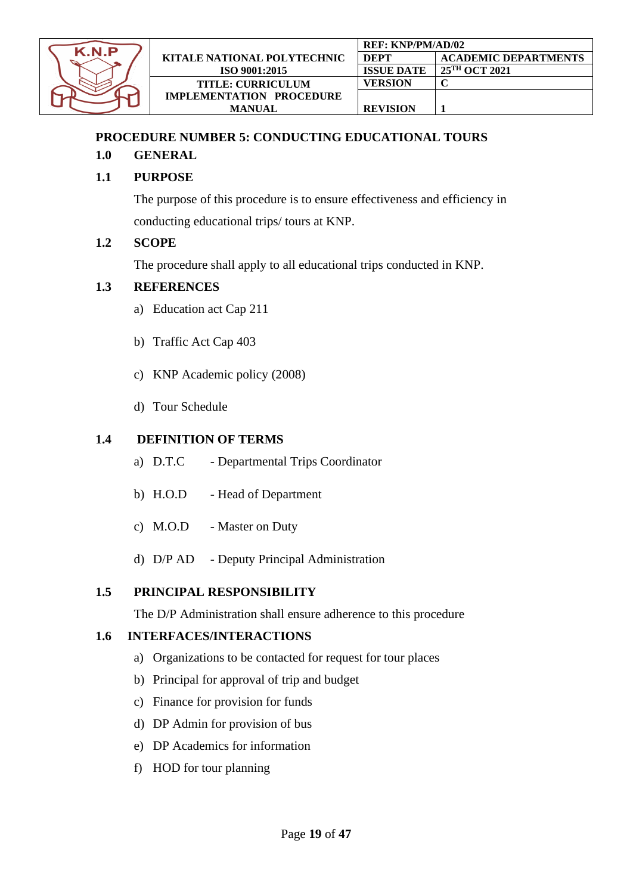## PROCEDURE NUMBER 5: CONDUCTING EDUCATIONAL TOURS

### 1.0 GENERAL

### 1.1 PURPOSE

The purpose of this procedure is to ensure effectiveness and efficiency in conducting educational trips/ tours at KNP.

### 1.2 SCOPE

The procedure shall apply to all educational trips conducted in KNP.

### 1.3 REFERENCES

a) Education act Cap 211

b) Traffic Act Cap 403

c) KNP Academic policy (2008)

d) Tour Schedule

### 1.4 DEFINITION OF TERMS

a) D.T.C - Departmental Trips Coordinator

b) H.O.D - Head of Department

c) M.O.D - Master on Duty

d) D/P AD - Deputy Principal Administration

### 1.5 PRINCIPAL RESPONSIBILITY

The D/P Administration shall ensure adherence to this procedure

### 1.6 INTERFACES/INTERACTIONS

a) Organizations to be contacted for request for tour places
b) Principal for approval of trip and budget
c) Finance for provision for funds
d) DP Admin for provision of bus
e) DP Academics for information
f) HOD for tour planning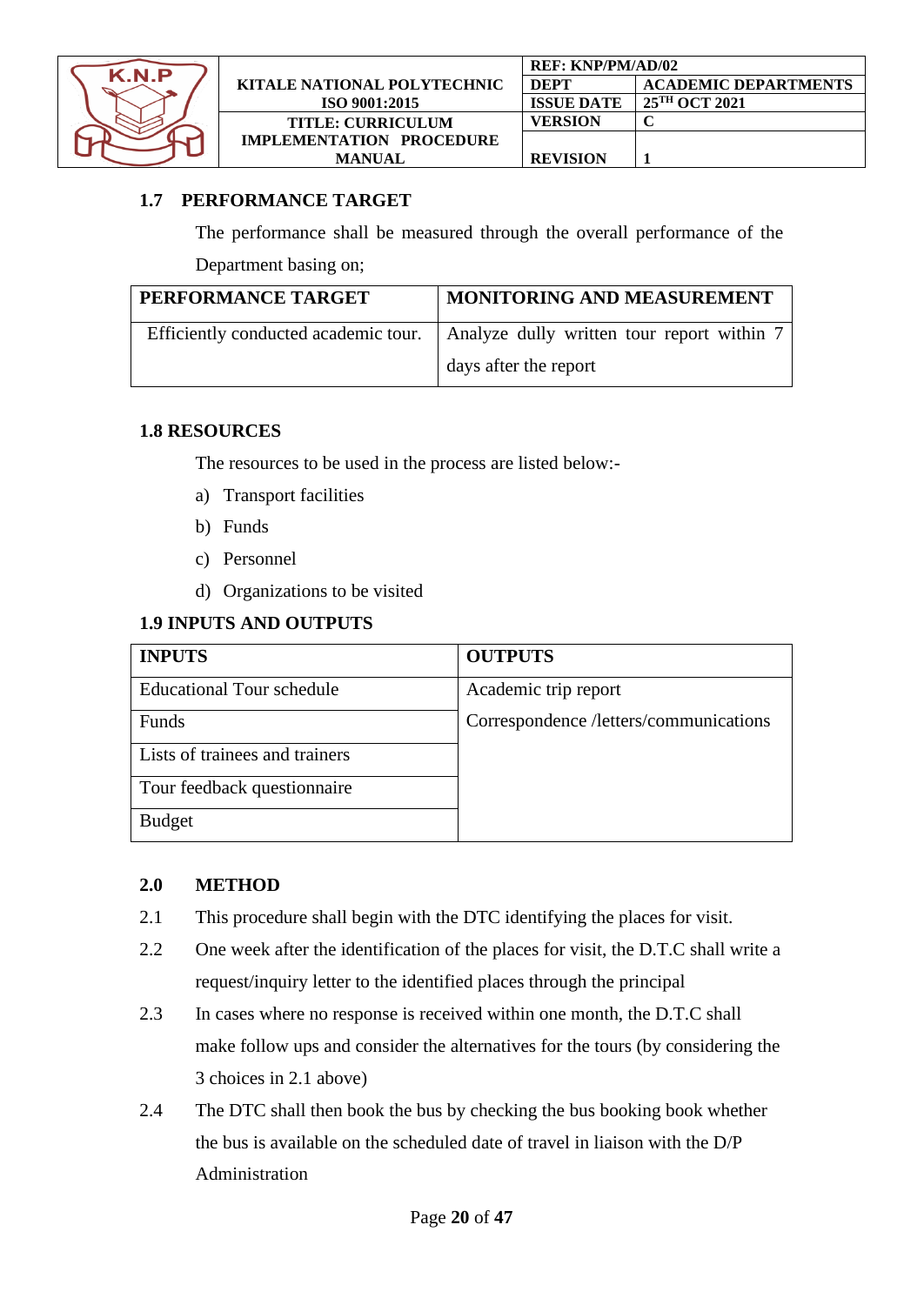### 1.7 PERFORMANCE TARGET

The performance shall be measured through the overall performance of the Department basing on;

| PERFORMANCE TARGET | MONITORING AND MEASUREMENT |
|---|---|
| Efficiently conducted academic tour. | Analyze dully written tour report within 7 days after the report |

### 1.8 RESOURCES

The resources to be used in the process are listed below:-

a) Transport facilities
b) Funds
c) Personnel
d) Organizations to be visited

### 1.9 INPUTS AND OUTPUTS

| INPUTS | OUTPUTS |
|---|---|
| Educational Tour schedule | Academic trip report |
| Funds | Correspondence /letters/communications |
| Lists of trainees and trainers | |
| Tour feedback questionnaire | |
| Budget | |

## 2.0 METHOD

2.1 This procedure shall begin with the DTC identifying the places for visit.

2.2 One week after the identification of the places for visit, the D.T.C shall write a request/inquiry letter to the identified places through the principal

2.3 In cases where no response is received within one month, the D.T.C shall make follow ups and consider the alternatives for the tours (by considering the 3 choices in 2.1 above)

2.4 The DTC shall then book the bus by checking the bus booking book whether the bus is available on the scheduled date of travel in liaison with the D/P Administration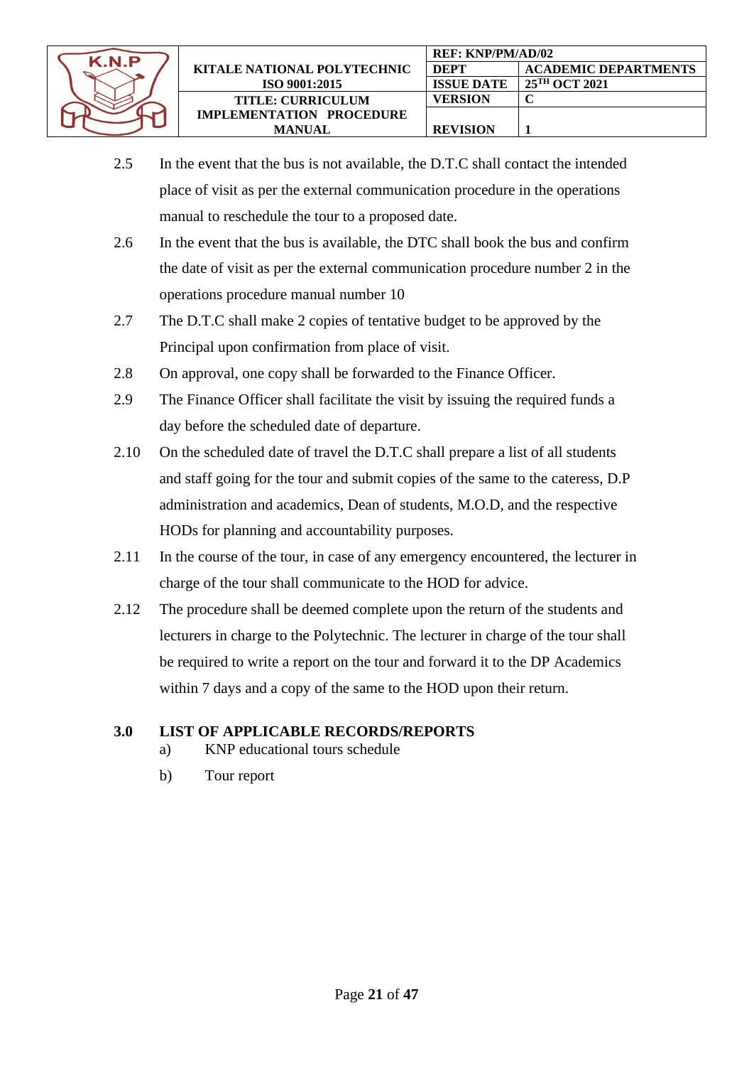2.5 In the event that the bus is not available, the D.T.C shall contact the intended place of visit as per the external communication procedure in the operations manual to reschedule the tour to a proposed date.

2.6 In the event that the bus is available, the DTC shall book the bus and confirm the date of visit as per the external communication procedure number 2 in the operations procedure manual number 10

2.7 The D.T.C shall make 2 copies of tentative budget to be approved by the Principal upon confirmation from place of visit.

2.8 On approval, one copy shall be forwarded to the Finance Officer.

2.9 The Finance Officer shall facilitate the visit by issuing the required funds a day before the scheduled date of departure.

2.10 On the scheduled date of travel the D.T.C shall prepare a list of all students and staff going for the tour and submit copies of the same to the cateress, D.P administration and academics, Dean of students, M.O.D, and the respective HODs for planning and accountability purposes.

2.11 In the course of the tour, in case of any emergency encountered, the lecturer in charge of the tour shall communicate to the HOD for advice.

2.12 The procedure shall be deemed complete upon the return of the students and lecturers in charge to the Polytechnic. The lecturer in charge of the tour shall be required to write a report on the tour and forward it to the DP Academics within 7 days and a copy of the same to the HOD upon their return.

## 3.0 LIST OF APPLICABLE RECORDS/REPORTS

a) KNP educational tours schedule

b) Tour report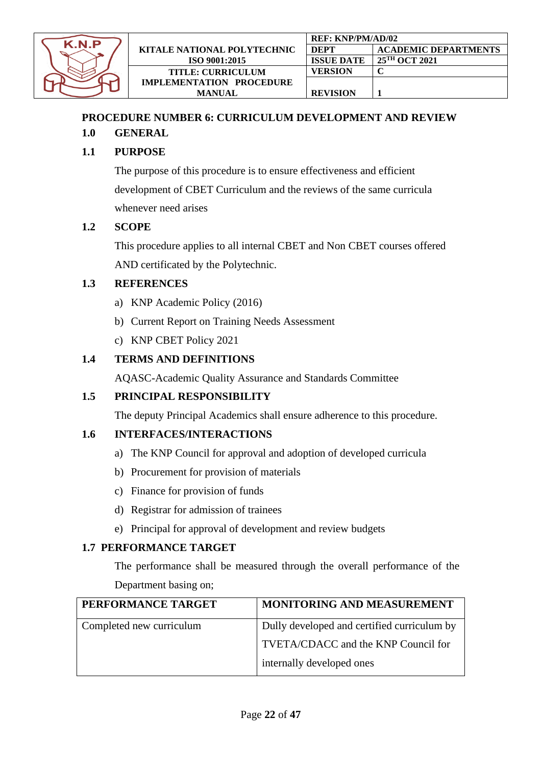## PROCEDURE NUMBER 6: CURRICULUM DEVELOPMENT AND REVIEW

### 1.0 GENERAL

### 1.1 PURPOSE

The purpose of this procedure is to ensure effectiveness and efficient development of CBET Curriculum and the reviews of the same curricula whenever need arises

### 1.2 SCOPE

This procedure applies to all internal CBET and Non CBET courses offered AND certificated by the Polytechnic.

### 1.3 REFERENCES

a) KNP Academic Policy (2016)
b) Current Report on Training Needs Assessment
c) KNP CBET Policy 2021

### 1.4 TERMS AND DEFINITIONS

AQASC-Academic Quality Assurance and Standards Committee

### 1.5 PRINCIPAL RESPONSIBILITY

The deputy Principal Academics shall ensure adherence to this procedure.

### 1.6 INTERFACES/INTERACTIONS

a) The KNP Council for approval and adoption of developed curricula
b) Procurement for provision of materials
c) Finance for provision of funds
d) Registrar for admission of trainees
e) Principal for approval of development and review budgets

### 1.7 PERFORMANCE TARGET

The performance shall be measured through the overall performance of the Department basing on;

| PERFORMANCE TARGET | MONITORING AND MEASUREMENT |
|---|---|
| Completed new curriculum | Dully developed and certified curriculum by TVETA/CDACC and the KNP Council for internally developed ones |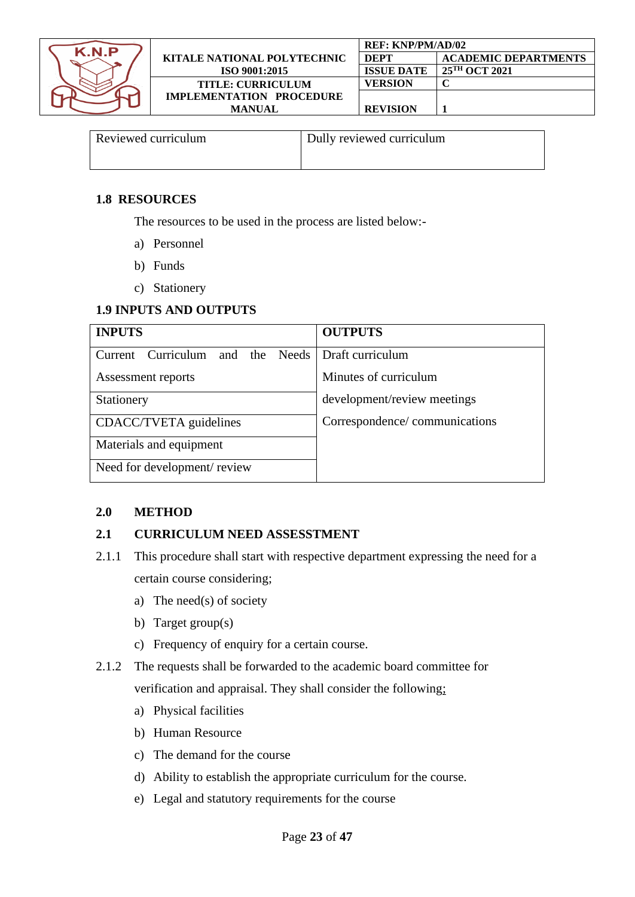| Reviewed curriculum | Dully reviewed curriculum |
|---|---|

### 1.8 RESOURCES

The resources to be used in the process are listed below:-

a) Personnel
b) Funds
c) Stationery

### 1.9 INPUTS AND OUTPUTS

| INPUTS | OUTPUTS |
|---|---|
| Current Curriculum and the Needs Assessment reports | Draft curriculum<br>Minutes of curriculum development/review meetings<br>Correspondence/ communications |
| Stationery | |
| CDACC/TVETA guidelines | |
| Materials and equipment | |
| Need for development/ review | |

## 2.0 METHOD

### 2.1 CURRICULUM NEED ASSESSTMENT

2.1.1 This procedure shall start with respective department expressing the need for a certain course considering;

a) The need(s) of society
b) Target group(s)
c) Frequency of enquiry for a certain course.

2.1.2 The requests shall be forwarded to the academic board committee for verification and appraisal. They shall consider the following;

a) Physical facilities
b) Human Resource
c) The demand for the course
d) Ability to establish the appropriate curriculum for the course.
e) Legal and statutory requirements for the course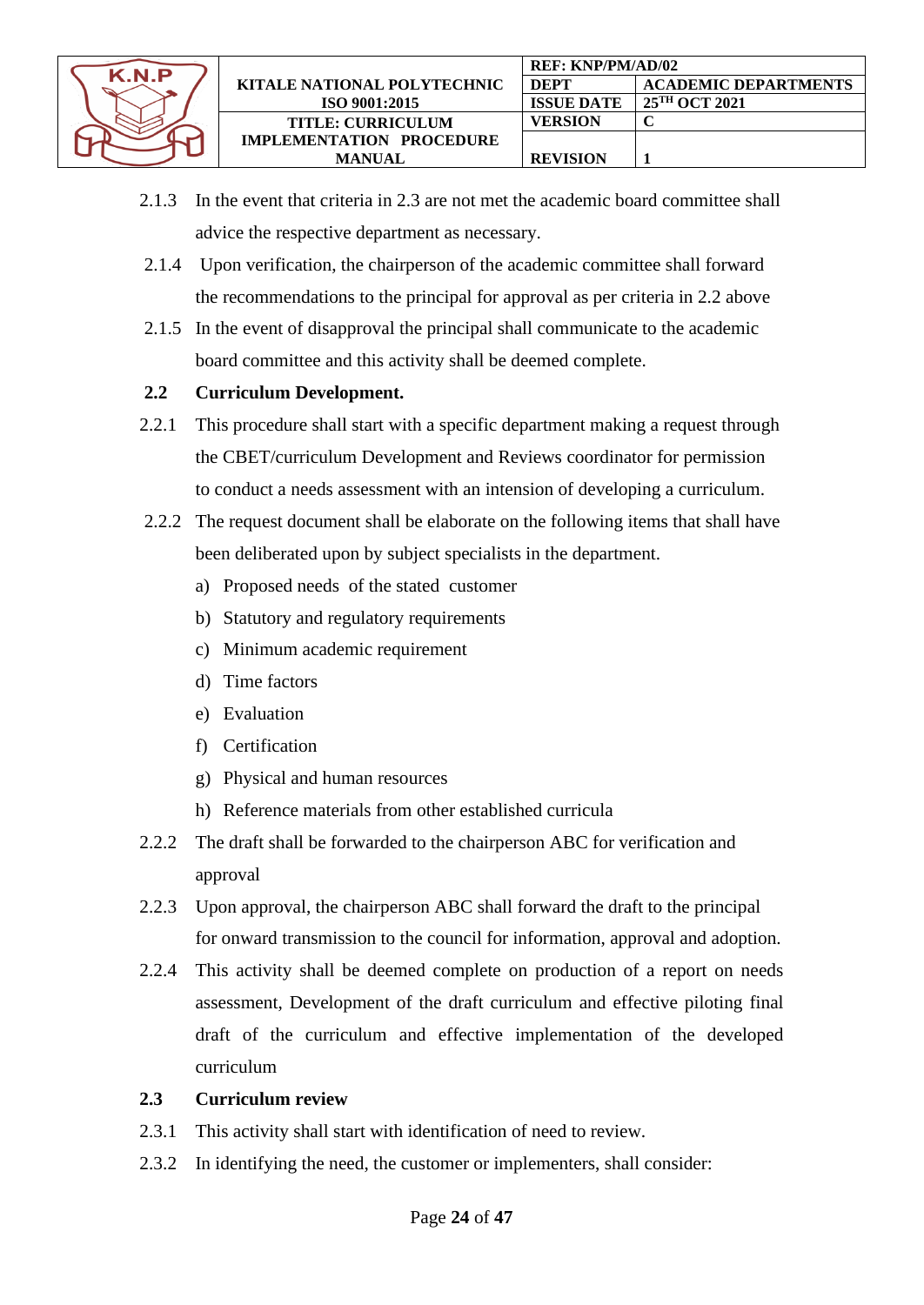2.1.3 In the event that criteria in 2.3 are not met the academic board committee shall advice the respective department as necessary.

2.1.4 Upon verification, the chairperson of the academic committee shall forward the recommendations to the principal for approval as per criteria in 2.2 above

2.1.5 In the event of disapproval the principal shall communicate to the academic board committee and this activity shall be deemed complete.

### 2.2 Curriculum Development.

2.2.1 This procedure shall start with a specific department making a request through the CBET/curriculum Development and Reviews coordinator for permission to conduct a needs assessment with an intension of developing a curriculum.

2.2.2 The request document shall be elaborate on the following items that shall have been deliberated upon by subject specialists in the department.

a) Proposed needs of the stated customer
b) Statutory and regulatory requirements
c) Minimum academic requirement
d) Time factors
e) Evaluation
f) Certification
g) Physical and human resources
h) Reference materials from other established curricula

2.2.2 The draft shall be forwarded to the chairperson ABC for verification and approval

2.2.3 Upon approval, the chairperson ABC shall forward the draft to the principal for onward transmission to the council for information, approval and adoption.

2.2.4 This activity shall be deemed complete on production of a report on needs assessment, Development of the draft curriculum and effective piloting final draft of the curriculum and effective implementation of the developed curriculum

### 2.3 Curriculum review

2.3.1 This activity shall start with identification of need to review.

2.3.2 In identifying the need, the customer or implementers, shall consider: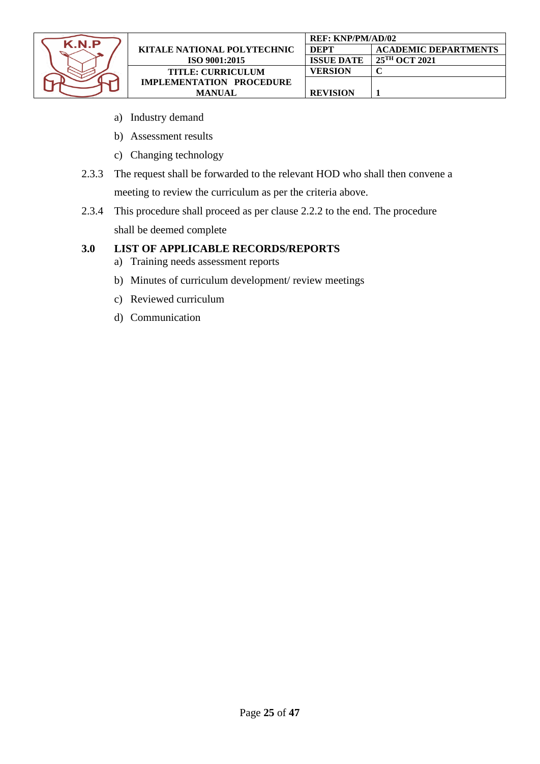a) Industry demand

b) Assessment results

c) Changing technology

2.3.3 The request shall be forwarded to the relevant HOD who shall then convene a meeting to review the curriculum as per the criteria above.

2.3.4 This procedure shall proceed as per clause 2.2.2 to the end. The procedure shall be deemed complete

## 3.0 LIST OF APPLICABLE RECORDS/REPORTS

a) Training needs assessment reports

b) Minutes of curriculum development/ review meetings

c) Reviewed curriculum

d) Communication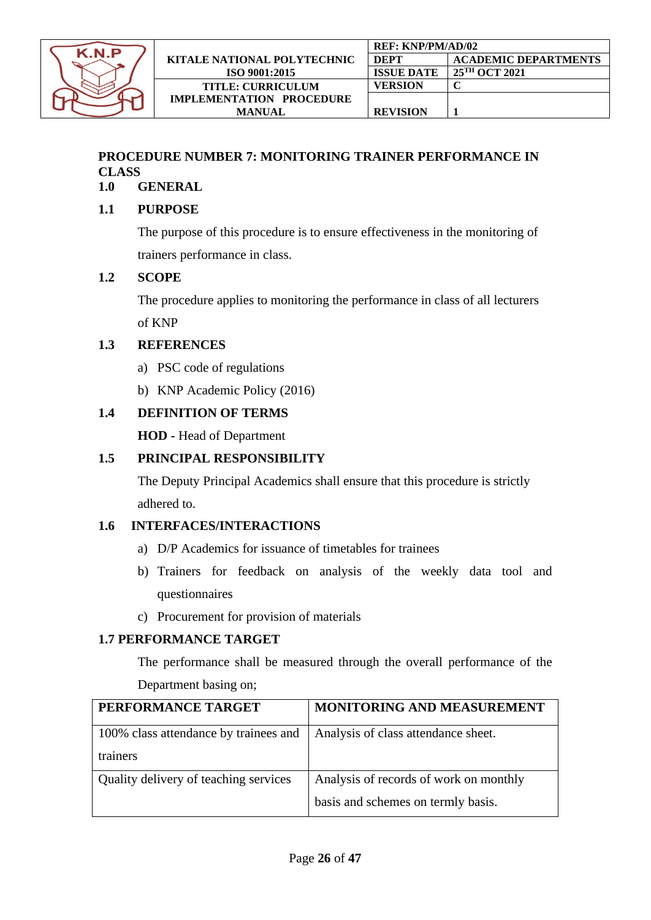## PROCEDURE NUMBER 7: MONITORING TRAINER PERFORMANCE IN CLASS

### 1.0 GENERAL

### 1.1 PURPOSE

The purpose of this procedure is to ensure effectiveness in the monitoring of trainers performance in class.

### 1.2 SCOPE

The procedure applies to monitoring the performance in class of all lecturers of KNP

### 1.3 REFERENCES

a) PSC code of regulations
b) KNP Academic Policy (2016)

### 1.4 DEFINITION OF TERMS

**HOD** - Head of Department

### 1.5 PRINCIPAL RESPONSIBILITY

The Deputy Principal Academics shall ensure that this procedure is strictly adhered to.

### 1.6 INTERFACES/INTERACTIONS

a) D/P Academics for issuance of timetables for trainees
b) Trainers for feedback on analysis of the weekly data tool and questionnaires
c) Procurement for provision of materials

### 1.7 PERFORMANCE TARGET

The performance shall be measured through the overall performance of the Department basing on;

| PERFORMANCE TARGET | MONITORING AND MEASUREMENT |
|---|---|
| 100% class attendance by trainees and trainers | Analysis of class attendance sheet. |
| Quality delivery of teaching services | Analysis of records of work on monthly basis and schemes on termly basis. |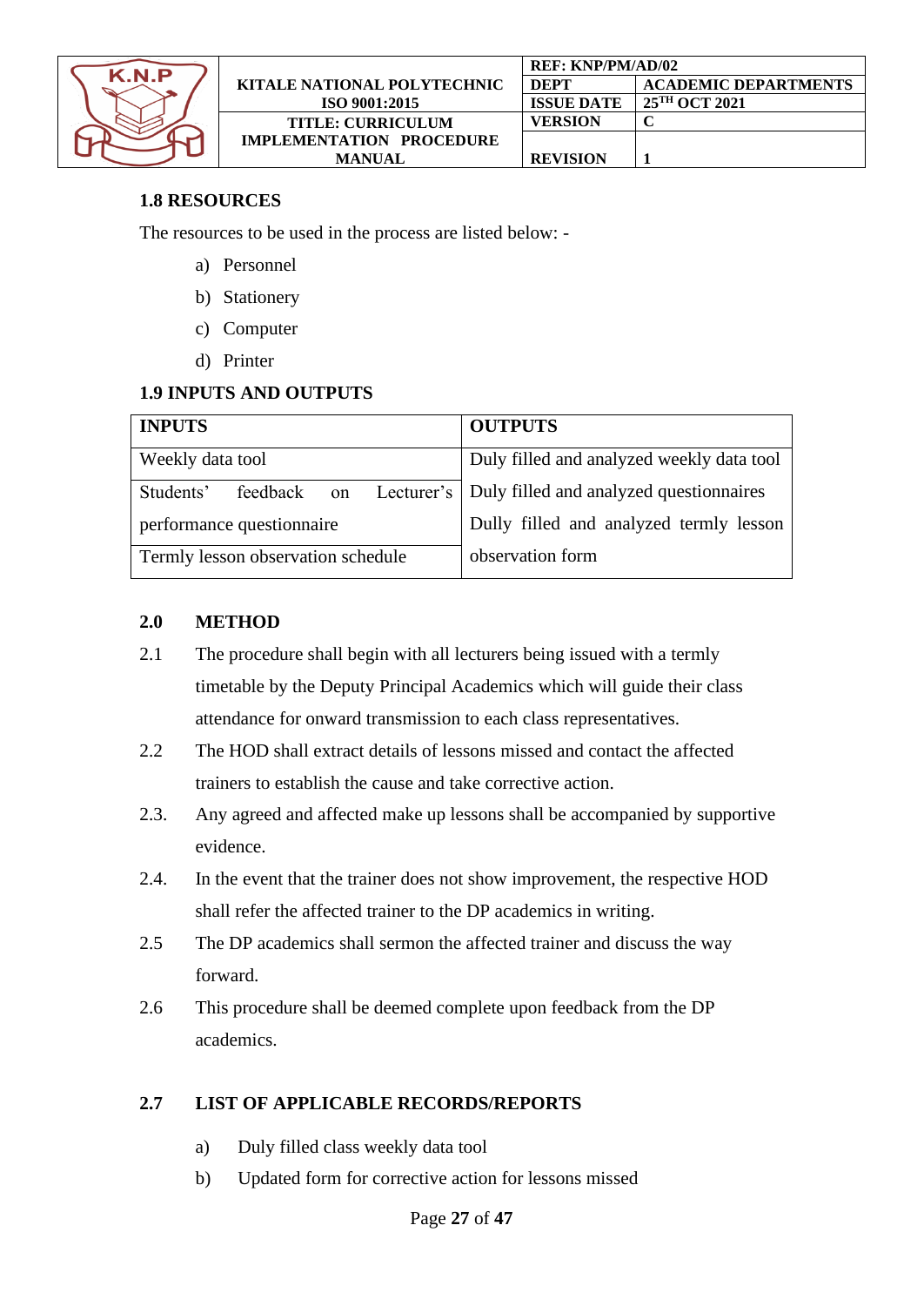### 1.8 RESOURCES

The resources to be used in the process are listed below: -

a) Personnel
b) Stationery
c) Computer
d) Printer

### 1.9 INPUTS AND OUTPUTS

| INPUTS | OUTPUTS |
|---|---|
| Weekly data tool | Duly filled and analyzed weekly data tool |
| Students' feedback on Lecturer's performance questionnaire | Duly filled and analyzed questionnaires |
| Termly lesson observation schedule | Dully filled and analyzed termly lesson observation form |

### 2.0 METHOD

2.1 The procedure shall begin with all lecturers being issued with a termly timetable by the Deputy Principal Academics which will guide their class attendance for onward transmission to each class representatives.

2.2 The HOD shall extract details of lessons missed and contact the affected trainers to establish the cause and take corrective action.

2.3. Any agreed and affected make up lessons shall be accompanied by supportive evidence.

2.4. In the event that the trainer does not show improvement, the respective HOD shall refer the affected trainer to the DP academics in writing.

2.5 The DP academics shall sermon the affected trainer and discuss the way forward.

2.6 This procedure shall be deemed complete upon feedback from the DP academics.

### 2.7 LIST OF APPLICABLE RECORDS/REPORTS

a) Duly filled class weekly data tool
b) Updated form for corrective action for lessons missed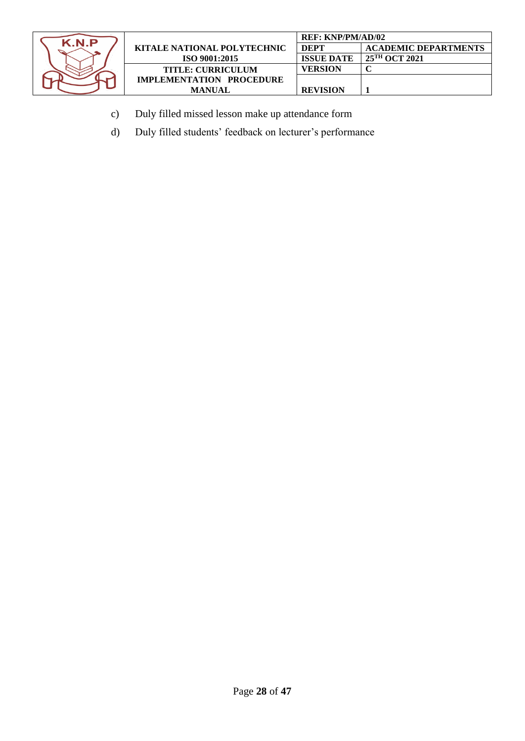c) Duly filled missed lesson make up attendance form

d) Duly filled students' feedback on lecturer's performance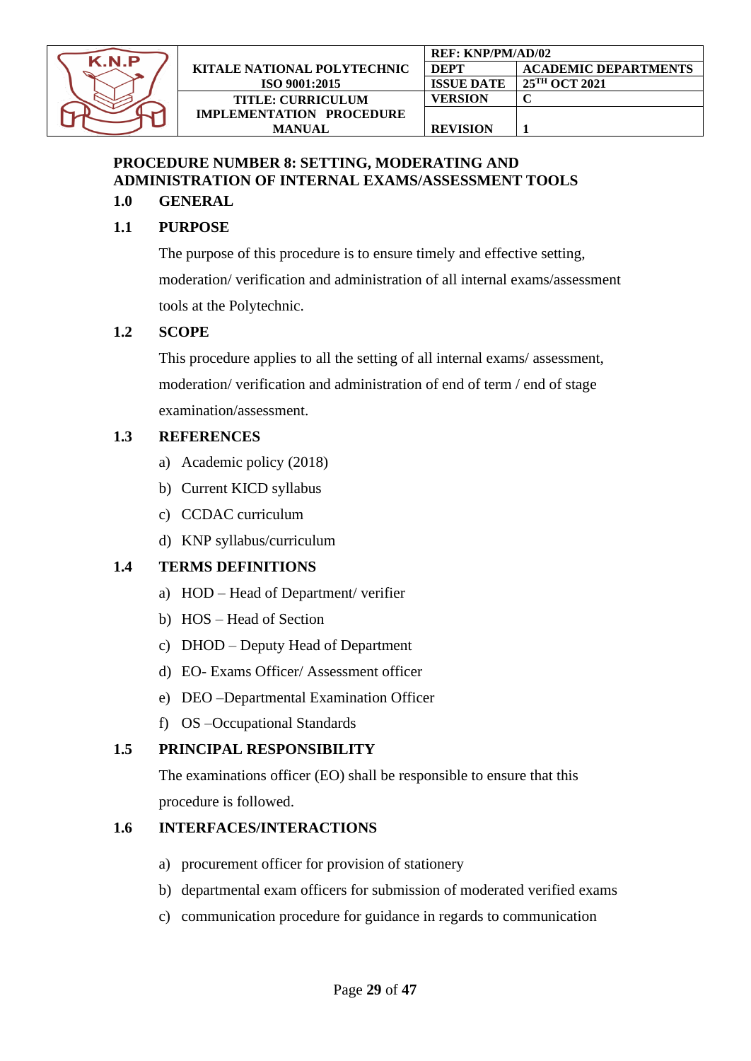## PROCEDURE NUMBER 8: SETTING, MODERATING AND ADMINISTRATION OF INTERNAL EXAMS/ASSESSMENT TOOLS

### 1.0 GENERAL

### 1.1 PURPOSE

The purpose of this procedure is to ensure timely and effective setting, moderation/ verification and administration of all internal exams/assessment tools at the Polytechnic.

### 1.2 SCOPE

This procedure applies to all the setting of all internal exams/ assessment, moderation/ verification and administration of end of term / end of stage examination/assessment.

### 1.3 REFERENCES

a) Academic policy (2018)
b) Current KICD syllabus
c) CCDAC curriculum
d) KNP syllabus/curriculum

### 1.4 TERMS DEFINITIONS

a) HOD – Head of Department/ verifier
b) HOS – Head of Section
c) DHOD – Deputy Head of Department
d) EO- Exams Officer/ Assessment officer
e) DEO –Departmental Examination Officer
f) OS –Occupational Standards

### 1.5 PRINCIPAL RESPONSIBILITY

The examinations officer (EO) shall be responsible to ensure that this procedure is followed.

### 1.6 INTERFACES/INTERACTIONS

a) procurement officer for provision of stationery
b) departmental exam officers for submission of moderated verified exams
c) communication procedure for guidance in regards to communication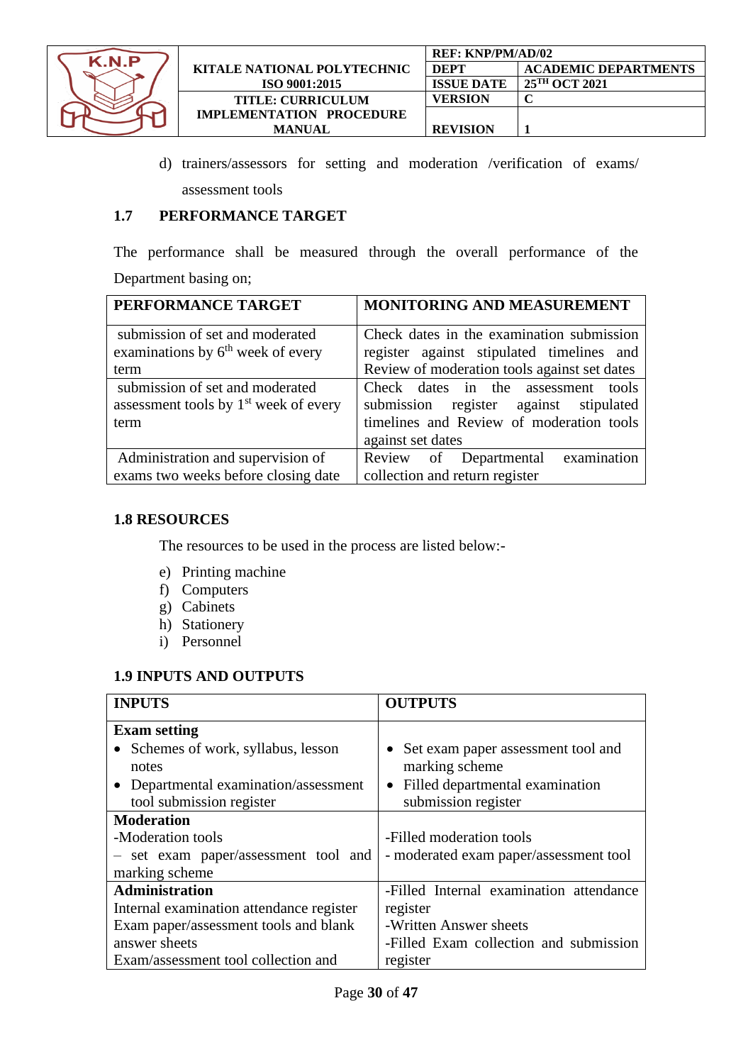d) trainers/assessors for setting and moderation /verification of exams/ assessment tools

### 1.7 PERFORMANCE TARGET

The performance shall be measured through the overall performance of the Department basing on;

| PERFORMANCE TARGET | MONITORING AND MEASUREMENT |
|---|---|
| submission of set and moderated examinations by 6th week of every term | Check dates in the examination submission register against stipulated timelines and Review of moderation tools against set dates |
| submission of set and moderated assessment tools by 1st week of every term | Check dates in the assessment tools submission register against stipulated timelines and Review of moderation tools against set dates |
| Administration and supervision of exams two weeks before closing date | Review of Departmental examination collection and return register |

### 1.8 RESOURCES

The resources to be used in the process are listed below:-

e) Printing machine
f) Computers
g) Cabinets
h) Stationery
i) Personnel

### 1.9 INPUTS AND OUTPUTS

| INPUTS | OUTPUTS |
|---|---|
| **Exam setting**<br>• Schemes of work, syllabus, lesson notes<br>• Departmental examination/assessment tool submission register | • Set exam paper assessment tool and marking scheme<br>• Filled departmental examination submission register |
| **Moderation**<br>-Moderation tools<br>– set exam paper/assessment tool and marking scheme | -Filled moderation tools<br>- moderated exam paper/assessment tool |
| **Administration**<br>Internal examination attendance register<br>Exam paper/assessment tools and blank answer sheets<br>Exam/assessment tool collection and | -Filled Internal examination attendance register<br>-Written Answer sheets<br>-Filled Exam collection and submission register |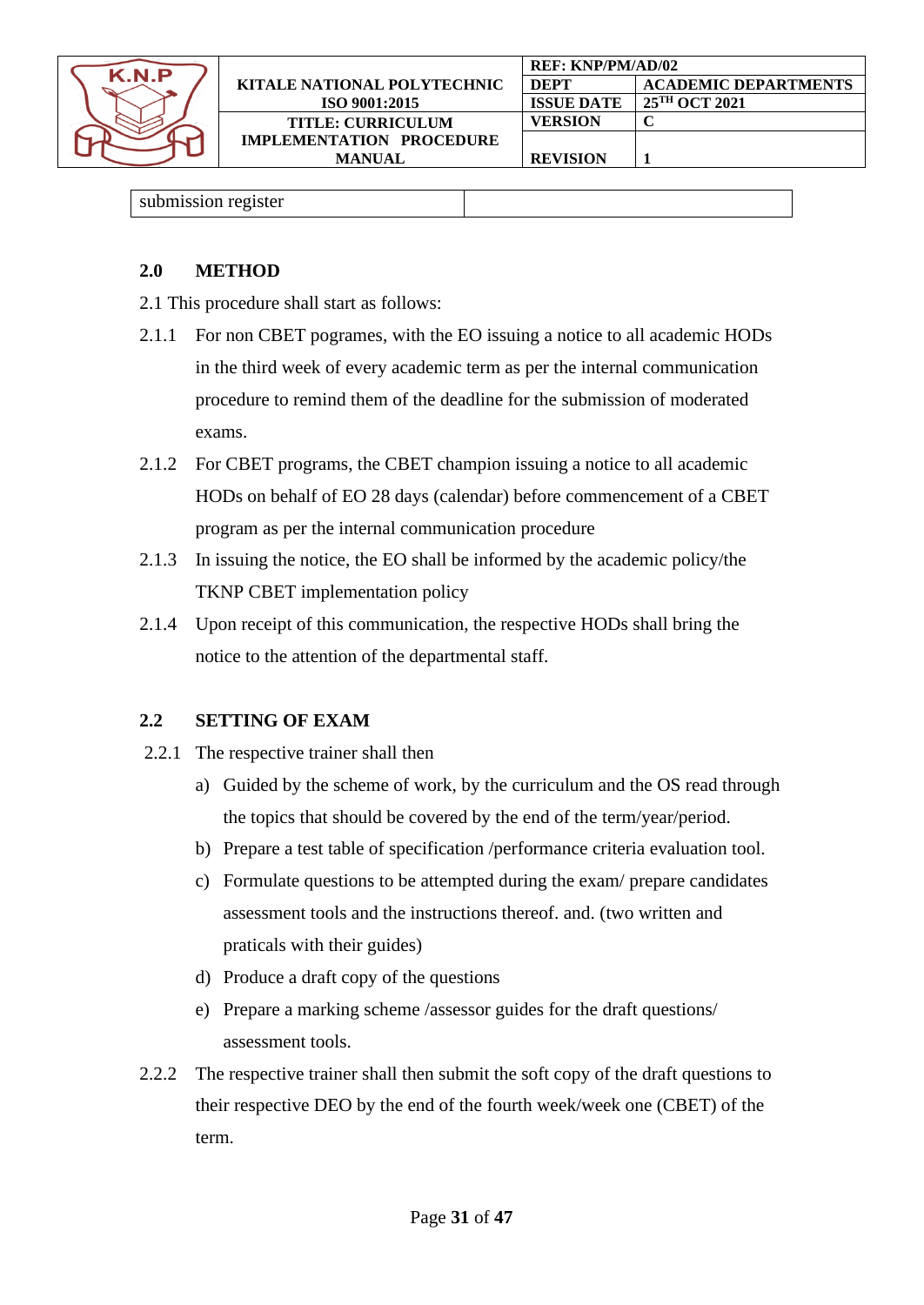| submission register | |
|---|---|

## 2.0 METHOD

2.1 This procedure shall start as follows:

2.1.1 For non CBET pogrames, with the EO issuing a notice to all academic HODs in the third week of every academic term as per the internal communication procedure to remind them of the deadline for the submission of moderated exams.

2.1.2 For CBET programs, the CBET champion issuing a notice to all academic HODs on behalf of EO 28 days (calendar) before commencement of a CBET program as per the internal communication procedure

2.1.3 In issuing the notice, the EO shall be informed by the academic policy/the TKNP CBET implementation policy

2.1.4 Upon receipt of this communication, the respective HODs shall bring the notice to the attention of the departmental staff.

## 2.2 SETTING OF EXAM

2.2.1 The respective trainer shall then

a) Guided by the scheme of work, by the curriculum and the OS read through the topics that should be covered by the end of the term/year/period.

b) Prepare a test table of specification /performance criteria evaluation tool.

c) Formulate questions to be attempted during the exam/ prepare candidates assessment tools and the instructions thereof. and. (two written and praticals with their guides)

d) Produce a draft copy of the questions

e) Prepare a marking scheme /assessor guides for the draft questions/ assessment tools.

2.2.2 The respective trainer shall then submit the soft copy of the draft questions to their respective DEO by the end of the fourth week/week one (CBET) of the term.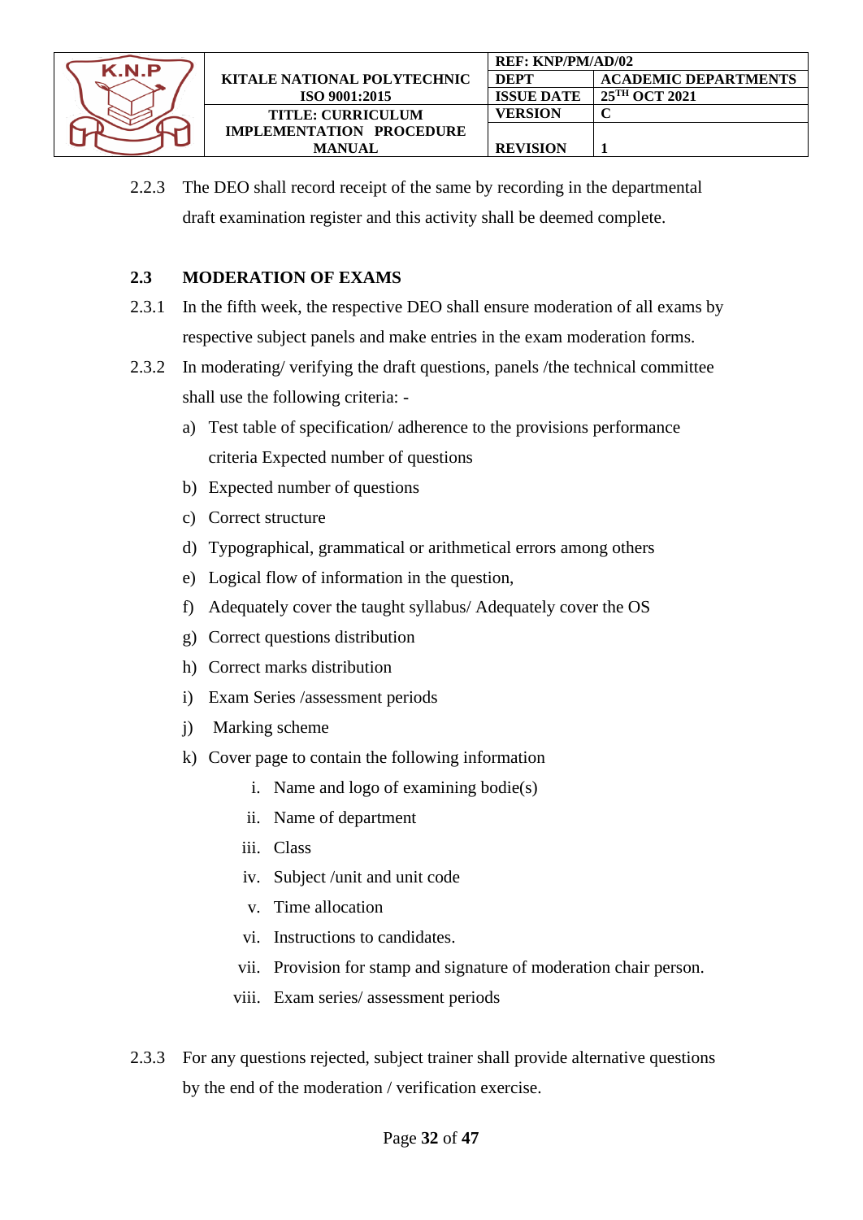2.2.3 The DEO shall record receipt of the same by recording in the departmental draft examination register and this activity shall be deemed complete.

### 2.3 MODERATION OF EXAMS

2.3.1 In the fifth week, the respective DEO shall ensure moderation of all exams by respective subject panels and make entries in the exam moderation forms.

2.3.2 In moderating/ verifying the draft questions, panels /the technical committee shall use the following criteria: -

a) Test table of specification/ adherence to the provisions performance criteria Expected number of questions
b) Expected number of questions
c) Correct structure
d) Typographical, grammatical or arithmetical errors among others
e) Logical flow of information in the question,
f) Adequately cover the taught syllabus/ Adequately cover the OS
g) Correct questions distribution
h) Correct marks distribution
i) Exam Series /assessment periods
j) Marking scheme
k) Cover page to contain the following information
    i. Name and logo of examining bodie(s)
    ii. Name of department
    iii. Class
    iv. Subject /unit and unit code
    v. Time allocation
    vi. Instructions to candidates.
    vii. Provision for stamp and signature of moderation chair person.
    viii. Exam series/ assessment periods

2.3.3 For any questions rejected, subject trainer shall provide alternative questions by the end of the moderation / verification exercise.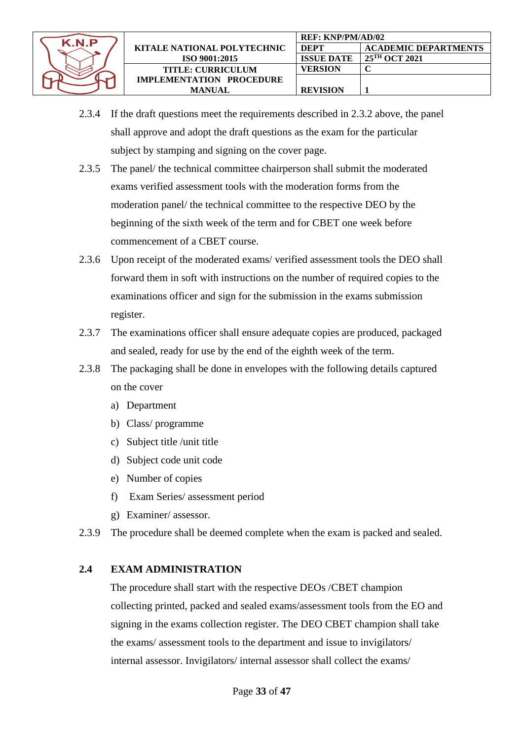2.3.4 If the draft questions meet the requirements described in 2.3.2 above, the panel shall approve and adopt the draft questions as the exam for the particular subject by stamping and signing on the cover page.

2.3.5 The panel/ the technical committee chairperson shall submit the moderated exams verified assessment tools with the moderation forms from the moderation panel/ the technical committee to the respective DEO by the beginning of the sixth week of the term and for CBET one week before commencement of a CBET course.

2.3.6 Upon receipt of the moderated exams/ verified assessment tools the DEO shall forward them in soft with instructions on the number of required copies to the examinations officer and sign for the submission in the exams submission register.

2.3.7 The examinations officer shall ensure adequate copies are produced, packaged and sealed, ready for use by the end of the eighth week of the term.

2.3.8 The packaging shall be done in envelopes with the following details captured on the cover

a) Department
b) Class/ programme
c) Subject title /unit title
d) Subject code unit code
e) Number of copies
f) Exam Series/ assessment period
g) Examiner/ assessor.

2.3.9 The procedure shall be deemed complete when the exam is packed and sealed.

## 2.4 EXAM ADMINISTRATION

The procedure shall start with the respective DEOs /CBET champion collecting printed, packed and sealed exams/assessment tools from the EO and signing in the exams collection register. The DEO CBET champion shall take the exams/ assessment tools to the department and issue to invigilators/ internal assessor. Invigilators/ internal assessor shall collect the exams/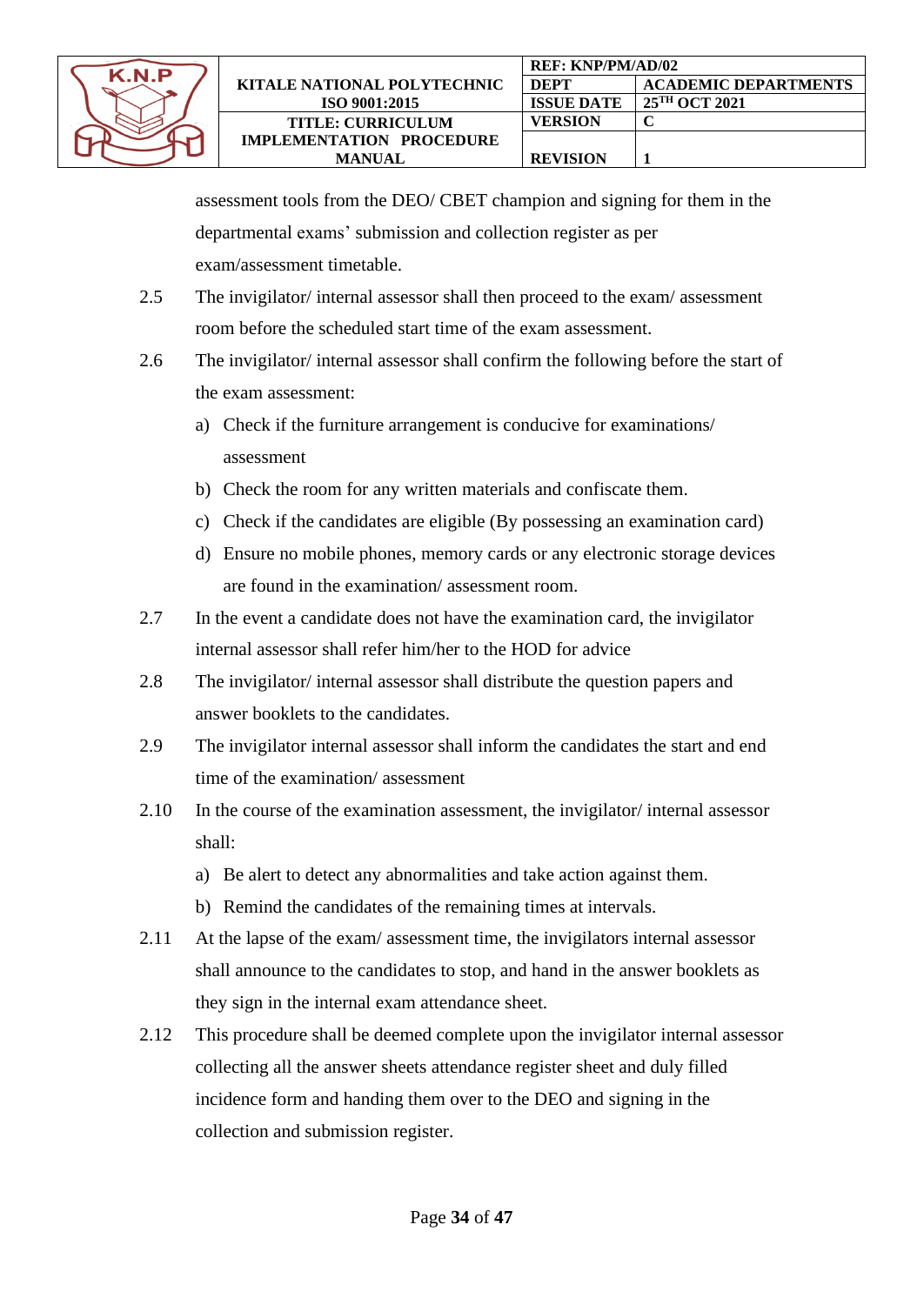assessment tools from the DEO/ CBET champion and signing for them in the departmental exams' submission and collection register as per exam/assessment timetable.

2.5 The invigilator/ internal assessor shall then proceed to the exam/ assessment room before the scheduled start time of the exam assessment.

2.6 The invigilator/ internal assessor shall confirm the following before the start of the exam assessment:

a) Check if the furniture arrangement is conducive for examinations/ assessment
b) Check the room for any written materials and confiscate them.
c) Check if the candidates are eligible (By possessing an examination card)
d) Ensure no mobile phones, memory cards or any electronic storage devices are found in the examination/ assessment room.

2.7 In the event a candidate does not have the examination card, the invigilator internal assessor shall refer him/her to the HOD for advice

2.8 The invigilator/ internal assessor shall distribute the question papers and answer booklets to the candidates.

2.9 The invigilator internal assessor shall inform the candidates the start and end time of the examination/ assessment

2.10 In the course of the examination assessment, the invigilator/ internal assessor shall:

a) Be alert to detect any abnormalities and take action against them.
b) Remind the candidates of the remaining times at intervals.

2.11 At the lapse of the exam/ assessment time, the invigilators internal assessor shall announce to the candidates to stop, and hand in the answer booklets as they sign in the internal exam attendance sheet.

2.12 This procedure shall be deemed complete upon the invigilator internal assessor collecting all the answer sheets attendance register sheet and duly filled incidence form and handing them over to the DEO and signing in the collection and submission register.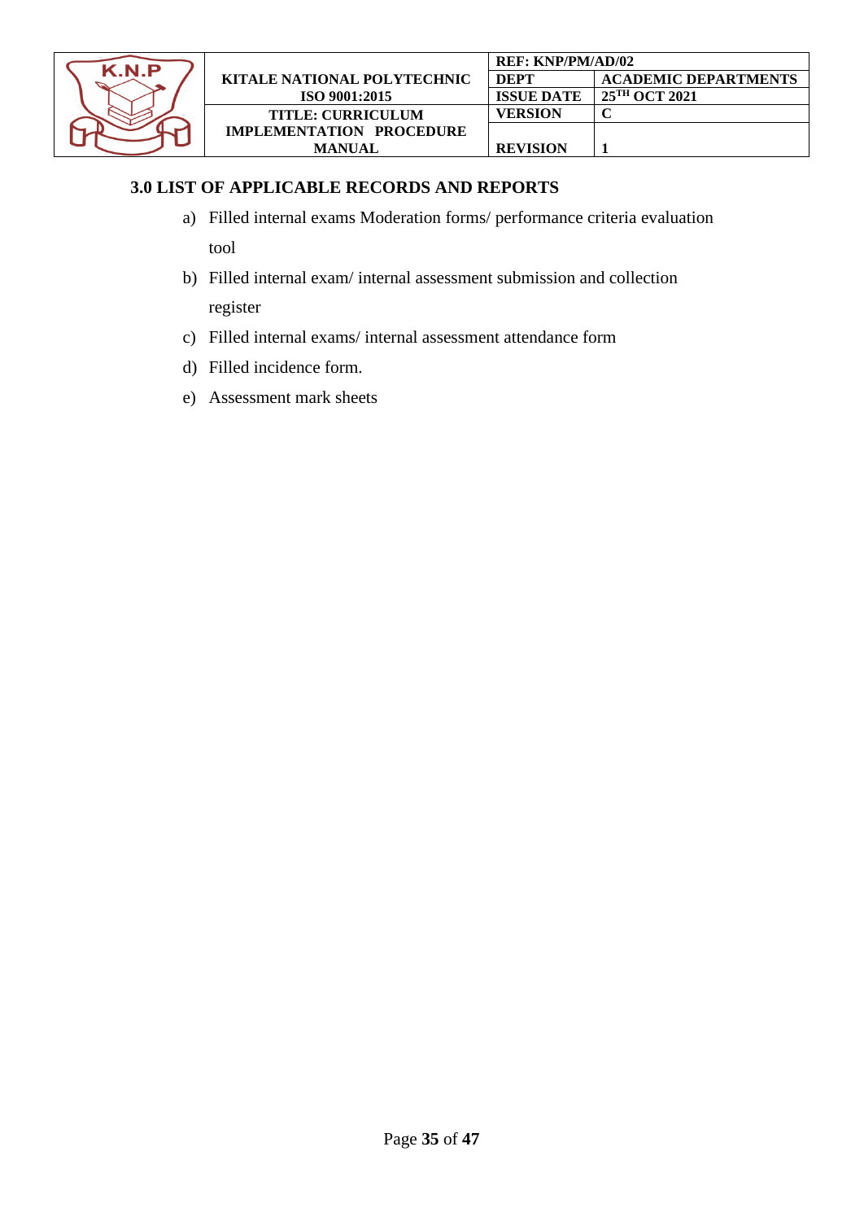### 3.0 LIST OF APPLICABLE RECORDS AND REPORTS

a) Filled internal exams Moderation forms/ performance criteria evaluation tool
b) Filled internal exam/ internal assessment submission and collection register
c) Filled internal exams/ internal assessment attendance form
d) Filled incidence form.
e) Assessment mark sheets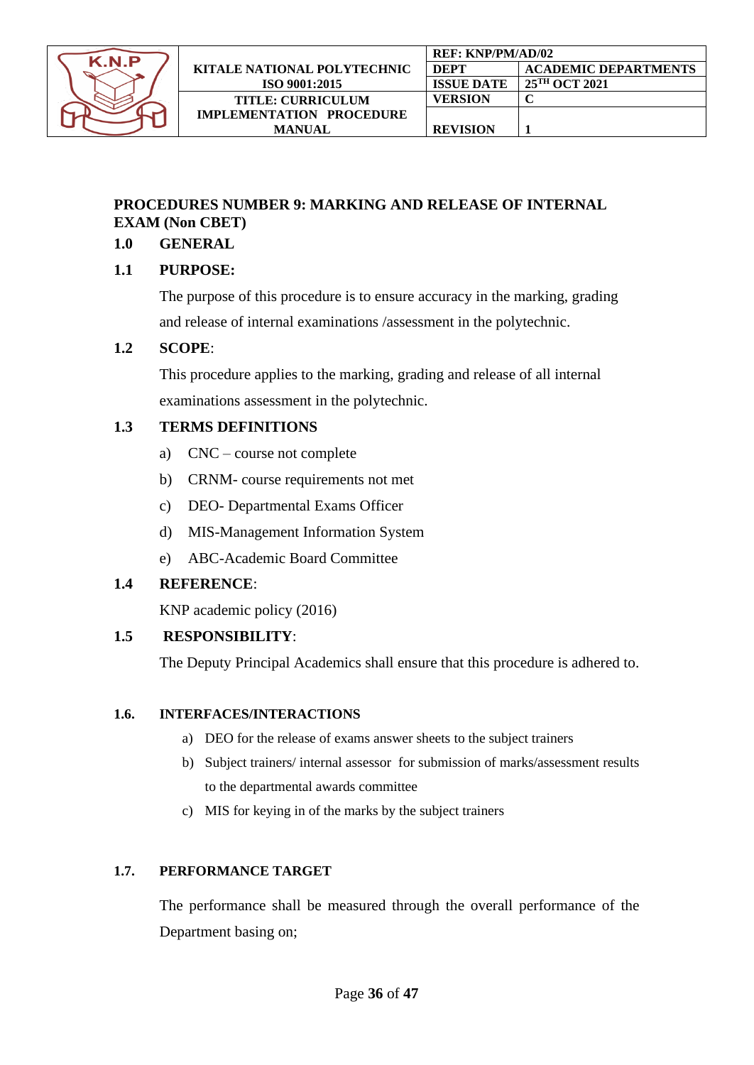## PROCEDURES NUMBER 9: MARKING AND RELEASE OF INTERNAL EXAM (Non CBET)

### 1.0 GENERAL

### 1.1 PURPOSE:

The purpose of this procedure is to ensure accuracy in the marking, grading and release of internal examinations /assessment in the polytechnic.

### 1.2 SCOPE:

This procedure applies to the marking, grading and release of all internal examinations assessment in the polytechnic.

### 1.3 TERMS DEFINITIONS

a) CNC – course not complete
b) CRNM- course requirements not met
c) DEO- Departmental Exams Officer
d) MIS-Management Information System
e) ABC-Academic Board Committee

### 1.4 REFERENCE:

KNP academic policy (2016)

### 1.5 RESPONSIBILITY:

The Deputy Principal Academics shall ensure that this procedure is adhered to.

### 1.6. INTERFACES/INTERACTIONS

a) DEO for the release of exams answer sheets to the subject trainers
b) Subject trainers/ internal assessor for submission of marks/assessment results to the departmental awards committee
c) MIS for keying in of the marks by the subject trainers

### 1.7. PERFORMANCE TARGET

The performance shall be measured through the overall performance of the Department basing on;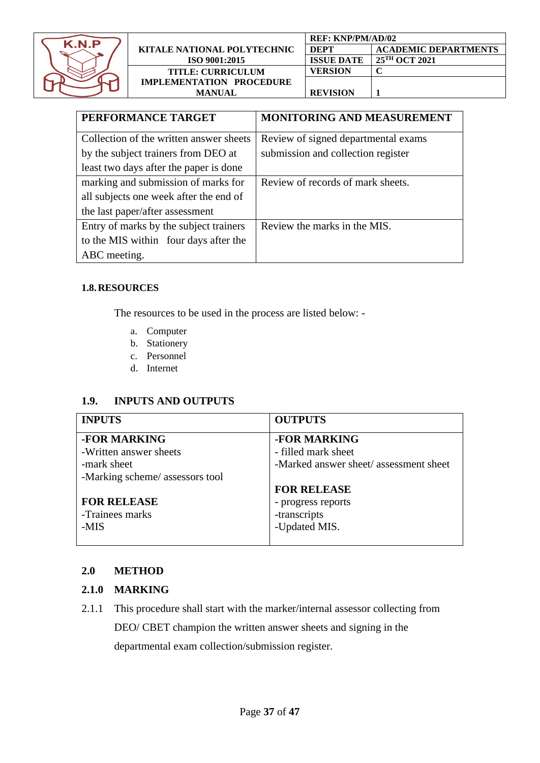| PERFORMANCE TARGET | MONITORING AND MEASUREMENT |
|---|---|
| Collection of the written answer sheets by the subject trainers from DEO at least two days after the paper is done | Review of signed departmental exams submission and collection register |
| marking and submission of marks for all subjects one week after the end of the last paper/after assessment | Review of records of mark sheets. |
| Entry of marks by the subject trainers to the MIS within four days after the ABC meeting. | Review the marks in the MIS. |

### 1.8. RESOURCES

The resources to be used in the process are listed below: -

a. Computer
b. Stationery
c. Personnel
d. Internet

### 1.9. INPUTS AND OUTPUTS

| INPUTS | OUTPUTS |
|---|---|
| **-FOR MARKING**<br>-Written answer sheets<br>-mark sheet<br>-Marking scheme/ assessors tool<br><br>**FOR RELEASE**<br>-Trainees marks<br>-MIS | **-FOR MARKING**<br>- filled mark sheet<br>-Marked answer sheet/ assessment sheet<br><br>**FOR RELEASE**<br>- progress reports<br>-transcripts<br>-Updated MIS. |

## 2.0 METHOD

### 2.1.0 MARKING

2.1.1 This procedure shall start with the marker/internal assessor collecting from DEO/ CBET champion the written answer sheets and signing in the departmental exam collection/submission register.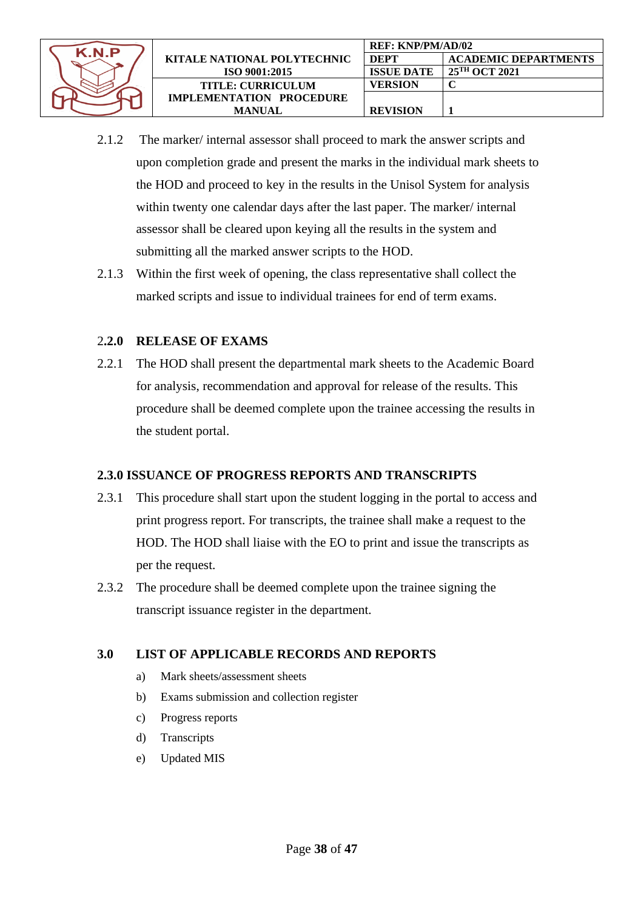2.1.2 The marker/ internal assessor shall proceed to mark the answer scripts and upon completion grade and present the marks in the individual mark sheets to the HOD and proceed to key in the results in the Unisol System for analysis within twenty one calendar days after the last paper. The marker/ internal assessor shall be cleared upon keying all the results in the system and submitting all the marked answer scripts to the HOD.

2.1.3 Within the first week of opening, the class representative shall collect the marked scripts and issue to individual trainees for end of term exams.

## 2.2.0 RELEASE OF EXAMS

2.2.1 The HOD shall present the departmental mark sheets to the Academic Board for analysis, recommendation and approval for release of the results. This procedure shall be deemed complete upon the trainee accessing the results in the student portal.

## 2.3.0 ISSUANCE OF PROGRESS REPORTS AND TRANSCRIPTS

2.3.1 This procedure shall start upon the student logging in the portal to access and print progress report. For transcripts, the trainee shall make a request to the HOD. The HOD shall liaise with the EO to print and issue the transcripts as per the request.

2.3.2 The procedure shall be deemed complete upon the trainee signing the transcript issuance register in the department.

## 3.0 LIST OF APPLICABLE RECORDS AND REPORTS

a) Mark sheets/assessment sheets
b) Exams submission and collection register
c) Progress reports
d) Transcripts
e) Updated MIS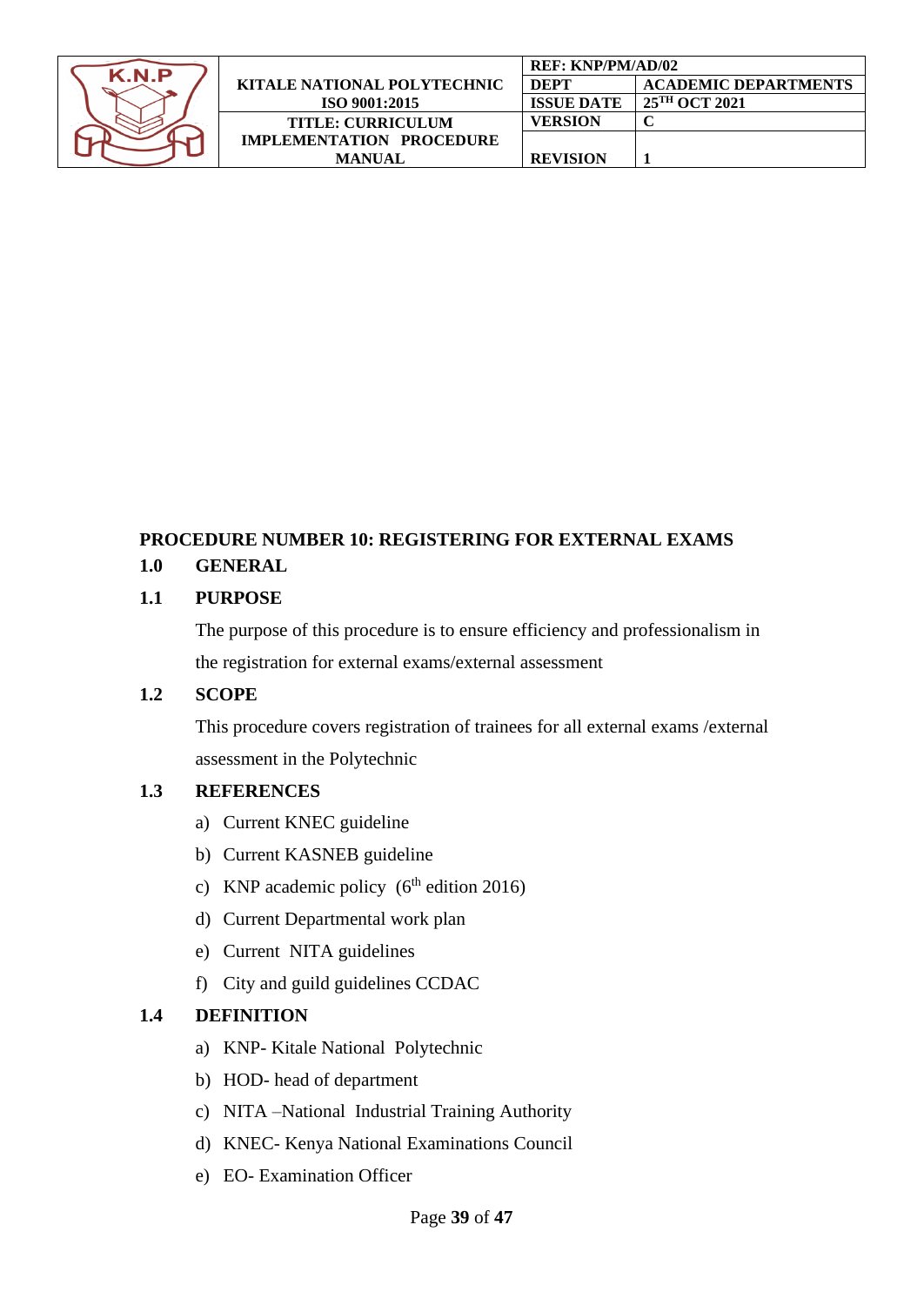## PROCEDURE NUMBER 10: REGISTERING FOR EXTERNAL EXAMS

### 1.0 GENERAL

### 1.1 PURPOSE

The purpose of this procedure is to ensure efficiency and professionalism in the registration for external exams/external assessment

### 1.2 SCOPE

This procedure covers registration of trainees for all external exams /external assessment in the Polytechnic

### 1.3 REFERENCES

a) Current KNEC guideline
b) Current KASNEB guideline
c) KNP academic policy (6th edition 2016)
d) Current Departmental work plan
e) Current NITA guidelines
f) City and guild guidelines CCDAC

### 1.4 DEFINITION

a) KNP- Kitale National Polytechnic
b) HOD- head of department
c) NITA –National Industrial Training Authority
d) KNEC- Kenya National Examinations Council
e) EO- Examination Officer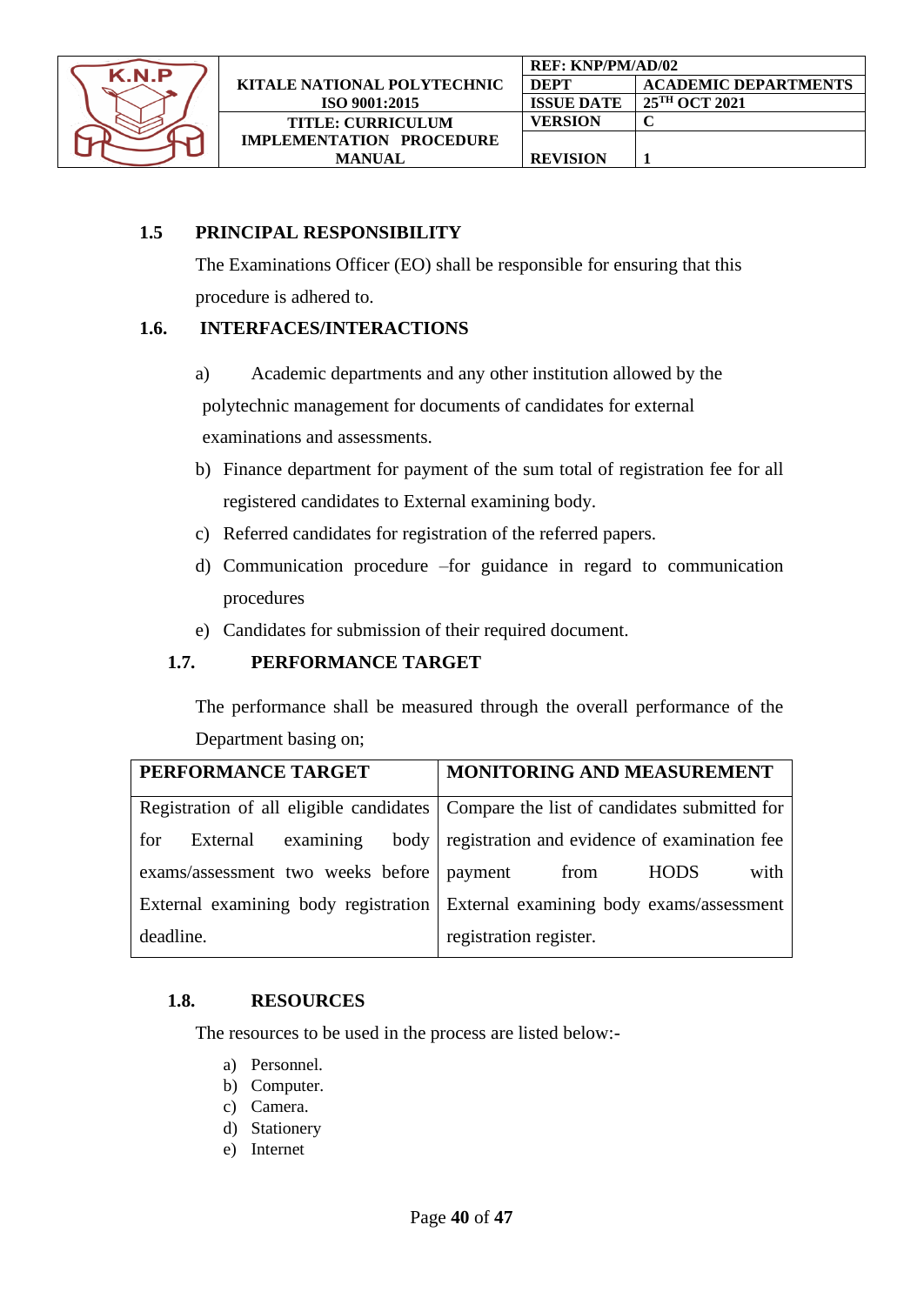### 1.5 PRINCIPAL RESPONSIBILITY

The Examinations Officer (EO) shall be responsible for ensuring that this procedure is adhered to.

### 1.6. INTERFACES/INTERACTIONS

a) Academic departments and any other institution allowed by the polytechnic management for documents of candidates for external examinations and assessments.

b) Finance department for payment of the sum total of registration fee for all registered candidates to External examining body.

c) Referred candidates for registration of the referred papers.

d) Communication procedure –for guidance in regard to communication procedures

e) Candidates for submission of their required document.

### 1.7. PERFORMANCE TARGET

The performance shall be measured through the overall performance of the Department basing on;

| PERFORMANCE TARGET | MONITORING AND MEASUREMENT |
|---|---|
| Registration of all eligible candidates for External examining body exams/assessment two weeks before External examining body registration deadline. | Compare the list of candidates submitted for registration and evidence of examination fee payment from HODS with External examining body exams/assessment registration register. |

### 1.8. RESOURCES

The resources to be used in the process are listed below:-

a) Personnel.
b) Computer.
c) Camera.
d) Stationery
e) Internet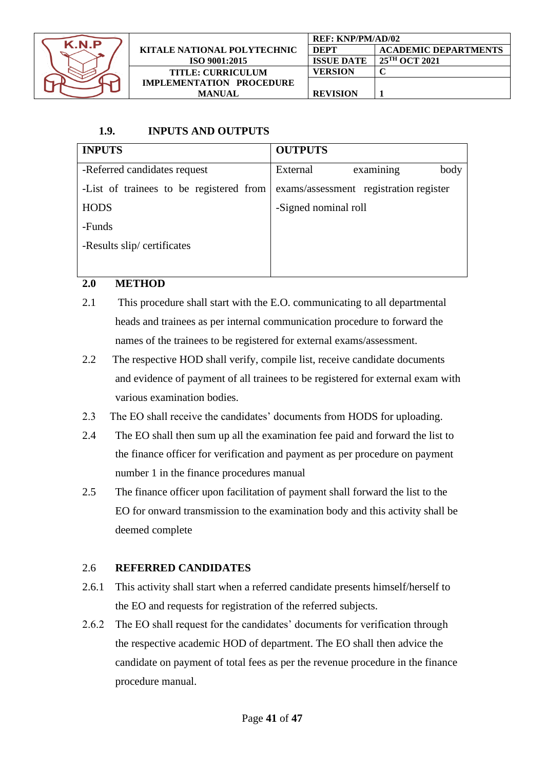### 1.9. INPUTS AND OUTPUTS

| INPUTS | OUTPUTS |
|---|---|
| -Referred candidates request<br>-List of trainees to be registered from HODS<br>-Funds<br>-Results slip/ certificates | External examining body exams/assessment registration register<br>-Signed nominal roll |

## 2.0 METHOD

2.1 This procedure shall start with the E.O. communicating to all departmental heads and trainees as per internal communication procedure to forward the names of the trainees to be registered for external exams/assessment.

2.2 The respective HOD shall verify, compile list, receive candidate documents and evidence of payment of all trainees to be registered for external exam with various examination bodies.

2.3 The EO shall receive the candidates' documents from HODS for uploading.

2.4 The EO shall then sum up all the examination fee paid and forward the list to the finance officer for verification and payment as per procedure on payment number 1 in the finance procedures manual

2.5 The finance officer upon facilitation of payment shall forward the list to the EO for onward transmission to the examination body and this activity shall be deemed complete

### 2.6 REFERRED CANDIDATES

2.6.1 This activity shall start when a referred candidate presents himself/herself to the EO and requests for registration of the referred subjects.

2.6.2 The EO shall request for the candidates' documents for verification through the respective academic HOD of department. The EO shall then advice the candidate on payment of total fees as per the revenue procedure in the finance procedure manual.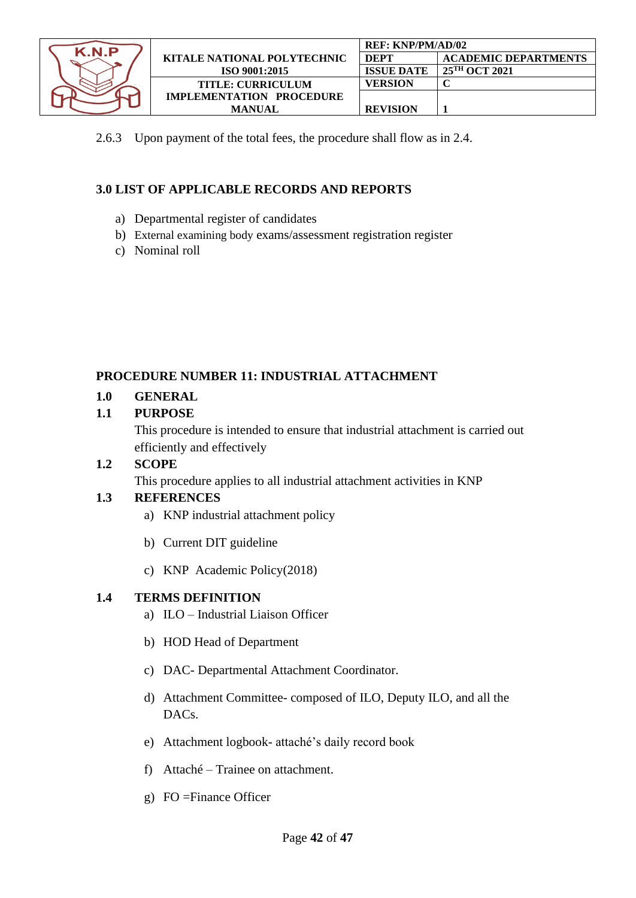2.6.3 Upon payment of the total fees, the procedure shall flow as in 2.4.

### 3.0 LIST OF APPLICABLE RECORDS AND REPORTS

a) Departmental register of candidates
b) External examining body exams/assessment registration register
c) Nominal roll

## PROCEDURE NUMBER 11: INDUSTRIAL ATTACHMENT

### 1.0 GENERAL

### 1.1 PURPOSE

This procedure is intended to ensure that industrial attachment is carried out efficiently and effectively

### 1.2 SCOPE

This procedure applies to all industrial attachment activities in KNP

### 1.3 REFERENCES

a) KNP industrial attachment policy

b) Current DIT guideline

c) KNP Academic Policy(2018)

### 1.4 TERMS DEFINITION

a) ILO – Industrial Liaison Officer

b) HOD Head of Department

c) DAC- Departmental Attachment Coordinator.

d) Attachment Committee- composed of ILO, Deputy ILO, and all the DACs.

e) Attachment logbook- attaché's daily record book

f) Attaché – Trainee on attachment.

g) FO =Finance Officer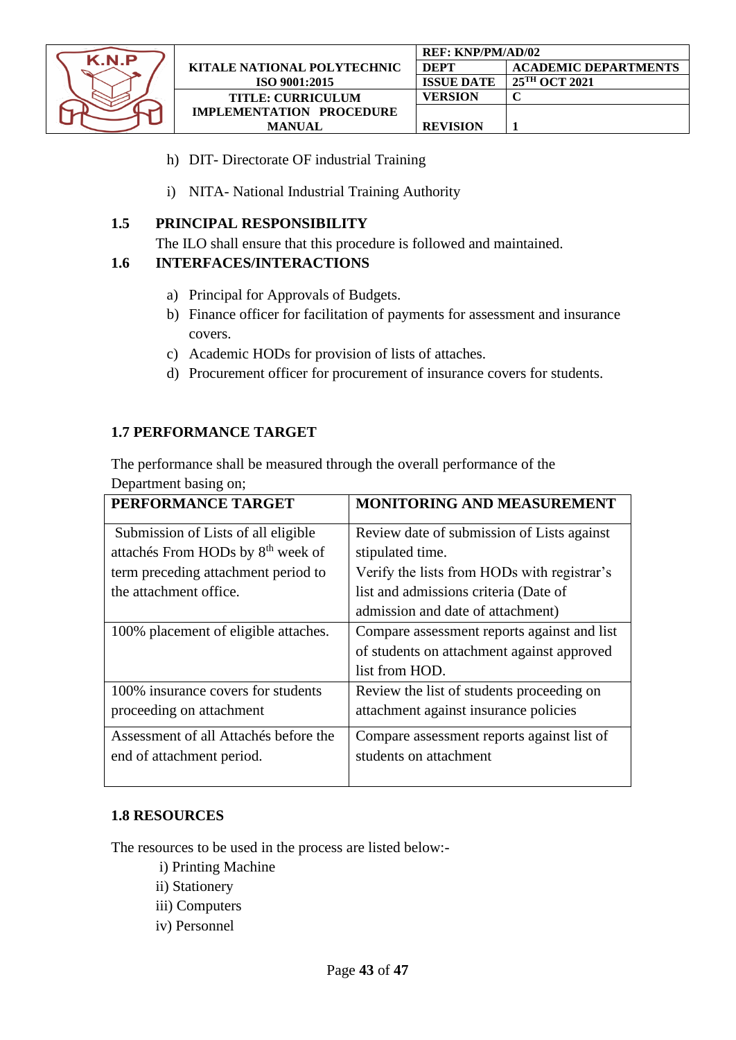h) DIT- Directorate OF industrial Training

i) NITA- National Industrial Training Authority

## 1.5 PRINCIPAL RESPONSIBILITY

The ILO shall ensure that this procedure is followed and maintained.

## 1.6 INTERFACES/INTERACTIONS

a) Principal for Approvals of Budgets.
b) Finance officer for facilitation of payments for assessment and insurance covers.
c) Academic HODs for provision of lists of attaches.
d) Procurement officer for procurement of insurance covers for students.

## 1.7 PERFORMANCE TARGET

The performance shall be measured through the overall performance of the Department basing on;

| PERFORMANCE TARGET | MONITORING AND MEASUREMENT |
|---|---|
| Submission of Lists of all eligible attachés From HODs by 8th week of term preceding attachment period to the attachment office. | Review date of submission of Lists against stipulated time. Verify the lists from HODs with registrar's list and admissions criteria (Date of admission and date of attachment) |
| 100% placement of eligible attaches. | Compare assessment reports against and list of students on attachment against approved list from HOD. |
| 100% insurance covers for students proceeding on attachment | Review the list of students proceeding on attachment against insurance policies |
| Assessment of all Attachés before the end of attachment period. | Compare assessment reports against list of students on attachment |

## 1.8 RESOURCES

The resources to be used in the process are listed below:-

i) Printing Machine
ii) Stationery
iii) Computers
iv) Personnel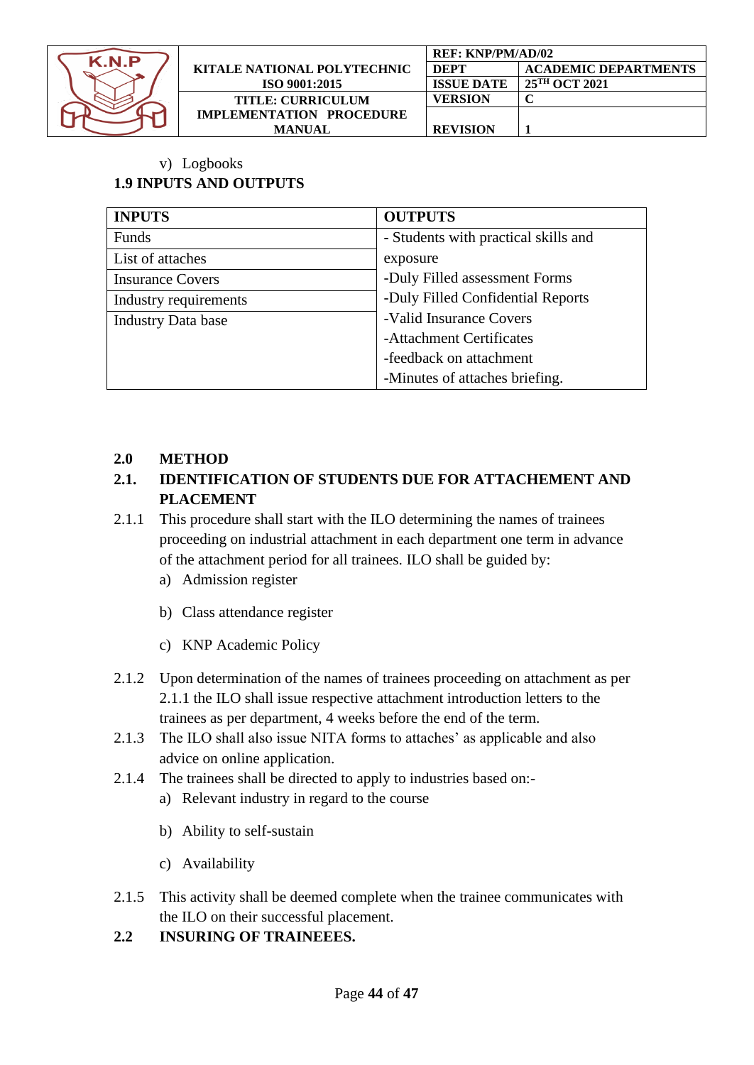v) Logbooks

### 1.9 INPUTS AND OUTPUTS

| INPUTS | OUTPUTS |
|---|---|
| Funds | - Students with practical skills and exposure |
| List of attaches | -Duly Filled assessment Forms |
| Insurance Covers | -Duly Filled Confidential Reports |
| Industry requirements | -Valid Insurance Covers |
| Industry Data base | -Attachment Certificates |
| | -feedback on attachment |
| | -Minutes of attaches briefing. |

## 2.0 METHOD

### 2.1. IDENTIFICATION OF STUDENTS DUE FOR ATTACHEMENT AND PLACEMENT

2.1.1 This procedure shall start with the ILO determining the names of trainees proceeding on industrial attachment in each department one term in advance of the attachment period for all trainees. ILO shall be guided by:

a) Admission register

b) Class attendance register

c) KNP Academic Policy

2.1.2 Upon determination of the names of trainees proceeding on attachment as per 2.1.1 the ILO shall issue respective attachment introduction letters to the trainees as per department, 4 weeks before the end of the term.

2.1.3 The ILO shall also issue NITA forms to attaches' as applicable and also advice on online application.

2.1.4 The trainees shall be directed to apply to industries based on:-

a) Relevant industry in regard to the course

b) Ability to self-sustain

c) Availability

2.1.5 This activity shall be deemed complete when the trainee communicates with the ILO on their successful placement.

### 2.2 INSURING OF TRAINEEES.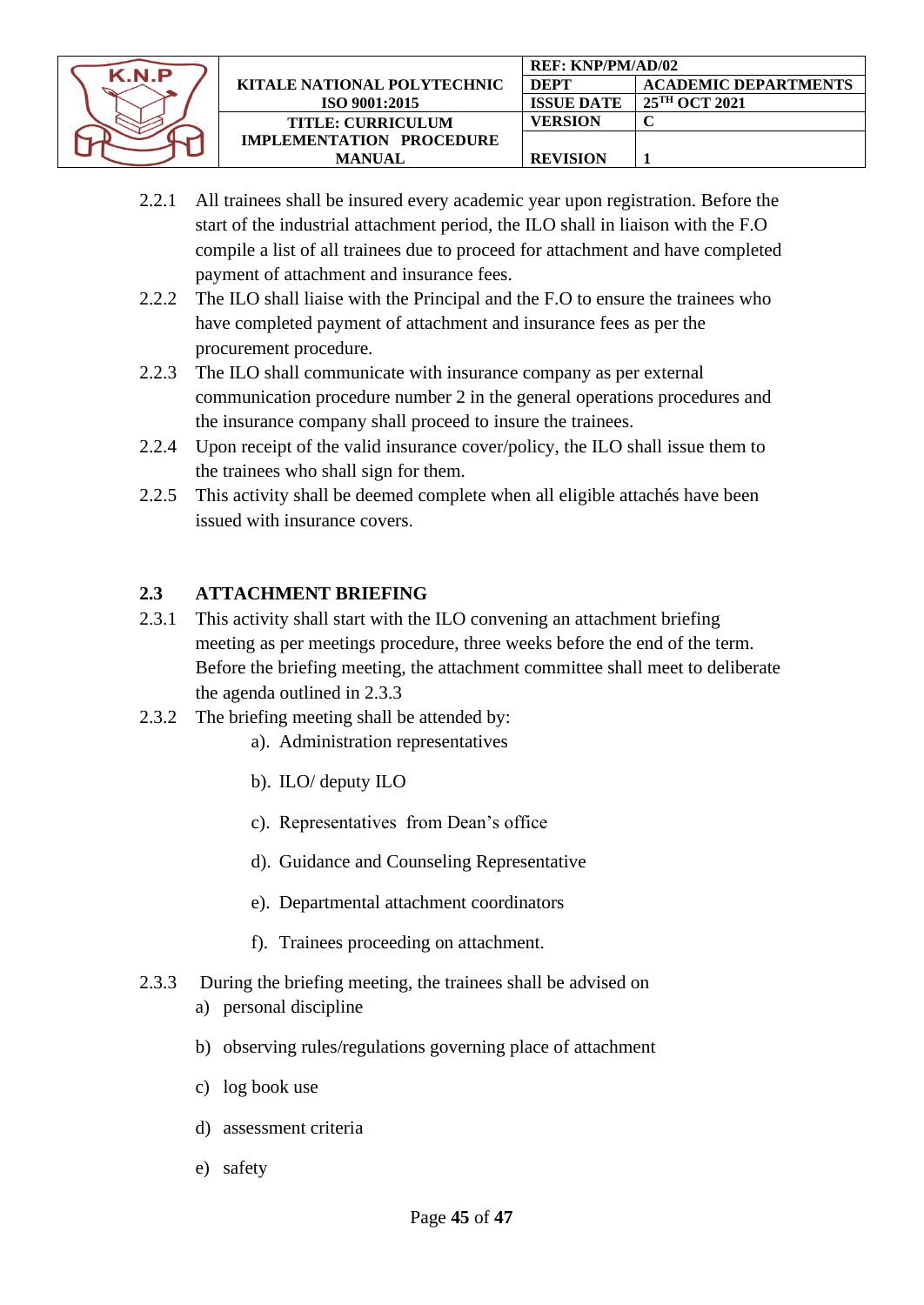2.2.1 All trainees shall be insured every academic year upon registration. Before the start of the industrial attachment period, the ILO shall in liaison with the F.O compile a list of all trainees due to proceed for attachment and have completed payment of attachment and insurance fees.

2.2.2 The ILO shall liaise with the Principal and the F.O to ensure the trainees who have completed payment of attachment and insurance fees as per the procurement procedure.

2.2.3 The ILO shall communicate with insurance company as per external communication procedure number 2 in the general operations procedures and the insurance company shall proceed to insure the trainees.

2.2.4 Upon receipt of the valid insurance cover/policy, the ILO shall issue them to the trainees who shall sign for them.

2.2.5 This activity shall be deemed complete when all eligible attachés have been issued with insurance covers.

## 2.3 ATTACHMENT BRIEFING

2.3.1 This activity shall start with the ILO convening an attachment briefing meeting as per meetings procedure, three weeks before the end of the term. Before the briefing meeting, the attachment committee shall meet to deliberate the agenda outlined in 2.3.3

2.3.2 The briefing meeting shall be attended by:

a). Administration representatives

b). ILO/ deputy ILO

c). Representatives from Dean's office

d). Guidance and Counseling Representative

e). Departmental attachment coordinators

f). Trainees proceeding on attachment.

2.3.3 During the briefing meeting, the trainees shall be advised on

a) personal discipline

b) observing rules/regulations governing place of attachment

c) log book use

d) assessment criteria

e) safety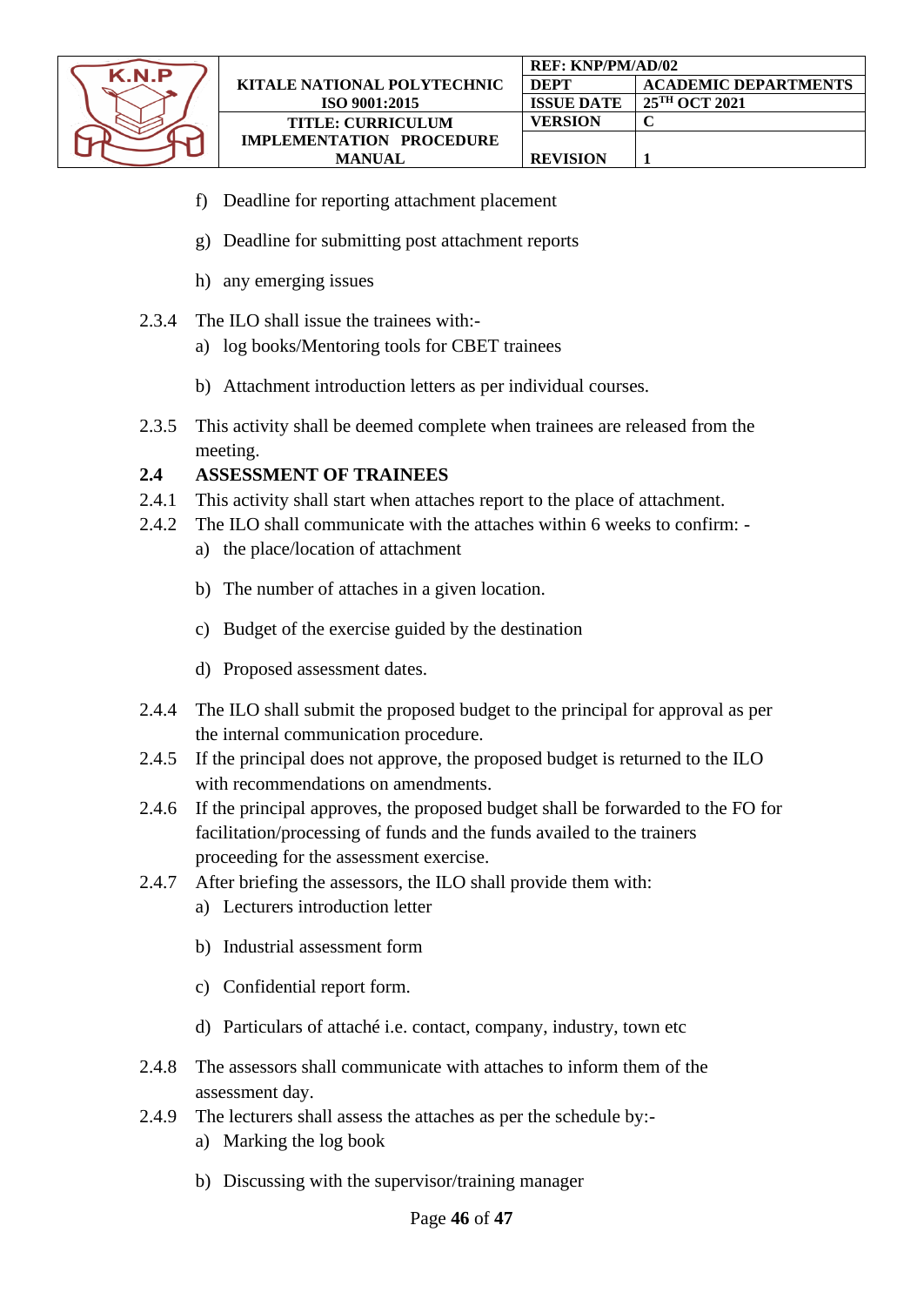f) Deadline for reporting attachment placement

g) Deadline for submitting post attachment reports

h) any emerging issues

2.3.4 The ILO shall issue the trainees with:-

a) log books/Mentoring tools for CBET trainees

b) Attachment introduction letters as per individual courses.

2.3.5 This activity shall be deemed complete when trainees are released from the meeting.

**2.4 ASSESSMENT OF TRAINEES**

2.4.1 This activity shall start when attaches report to the place of attachment.

2.4.2 The ILO shall communicate with the attaches within 6 weeks to confirm: -

a) the place/location of attachment

b) The number of attaches in a given location.

c) Budget of the exercise guided by the destination

d) Proposed assessment dates.

2.4.4 The ILO shall submit the proposed budget to the principal for approval as per the internal communication procedure.

2.4.5 If the principal does not approve, the proposed budget is returned to the ILO with recommendations on amendments.

2.4.6 If the principal approves, the proposed budget shall be forwarded to the FO for facilitation/processing of funds and the funds availed to the trainers proceeding for the assessment exercise.

2.4.7 After briefing the assessors, the ILO shall provide them with:

a) Lecturers introduction letter

b) Industrial assessment form

c) Confidential report form.

d) Particulars of attaché i.e. contact, company, industry, town etc

2.4.8 The assessors shall communicate with attaches to inform them of the assessment day.

2.4.9 The lecturers shall assess the attaches as per the schedule by:-

a) Marking the log book

b) Discussing with the supervisor/training manager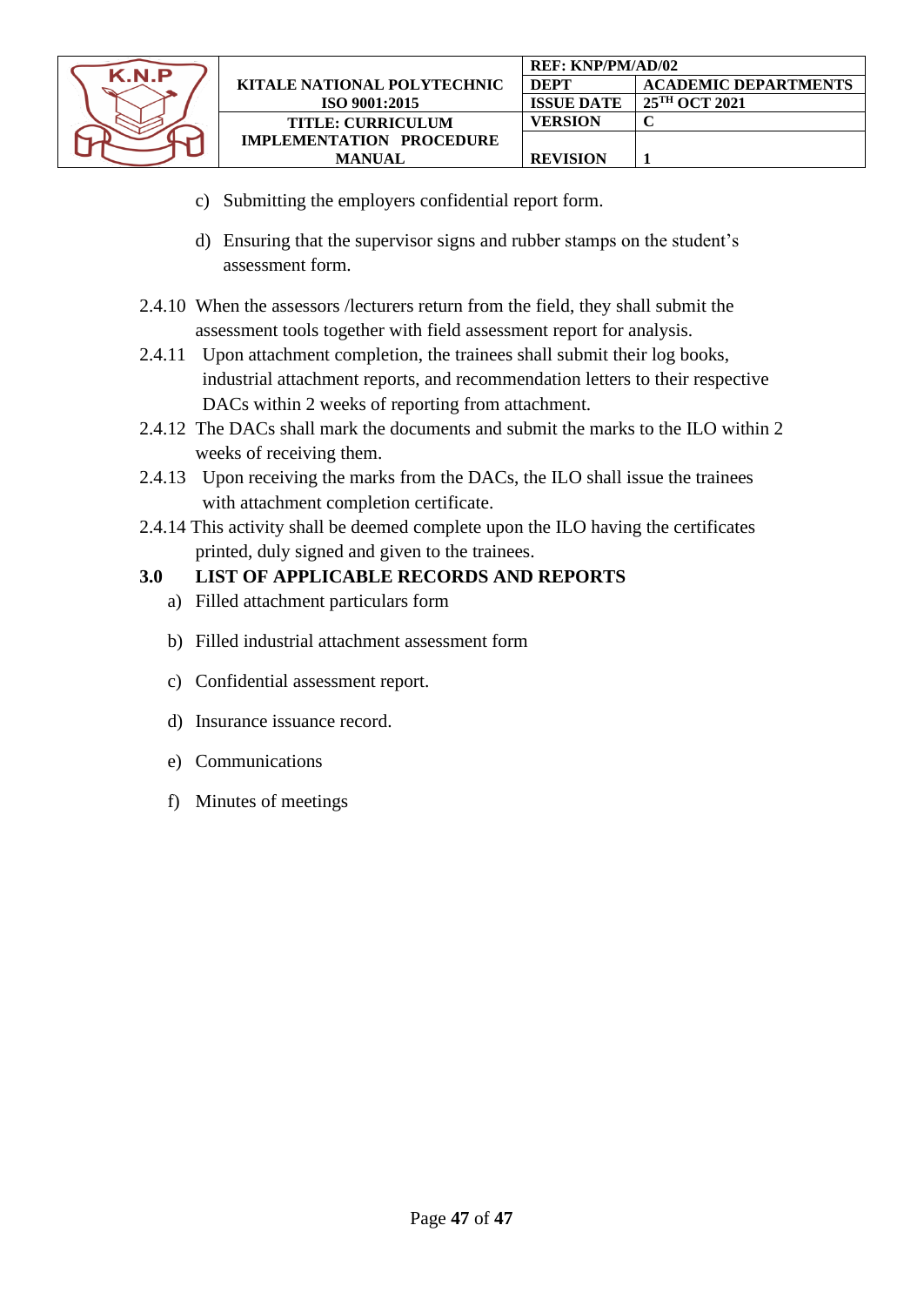c) Submitting the employers confidential report form.

d) Ensuring that the supervisor signs and rubber stamps on the student's assessment form.

2.4.10 When the assessors /lecturers return from the field, they shall submit the assessment tools together with field assessment report for analysis.

2.4.11 Upon attachment completion, the trainees shall submit their log books, industrial attachment reports, and recommendation letters to their respective DACs within 2 weeks of reporting from attachment.

2.4.12 The DACs shall mark the documents and submit the marks to the ILO within 2 weeks of receiving them.

2.4.13 Upon receiving the marks from the DACs, the ILO shall issue the trainees with attachment completion certificate.

2.4.14 This activity shall be deemed complete upon the ILO having the certificates printed, duly signed and given to the trainees.

## 3.0 LIST OF APPLICABLE RECORDS AND REPORTS

a) Filled attachment particulars form

b) Filled industrial attachment assessment form

c) Confidential assessment report.

d) Insurance issuance record.

e) Communications

f) Minutes of meetings